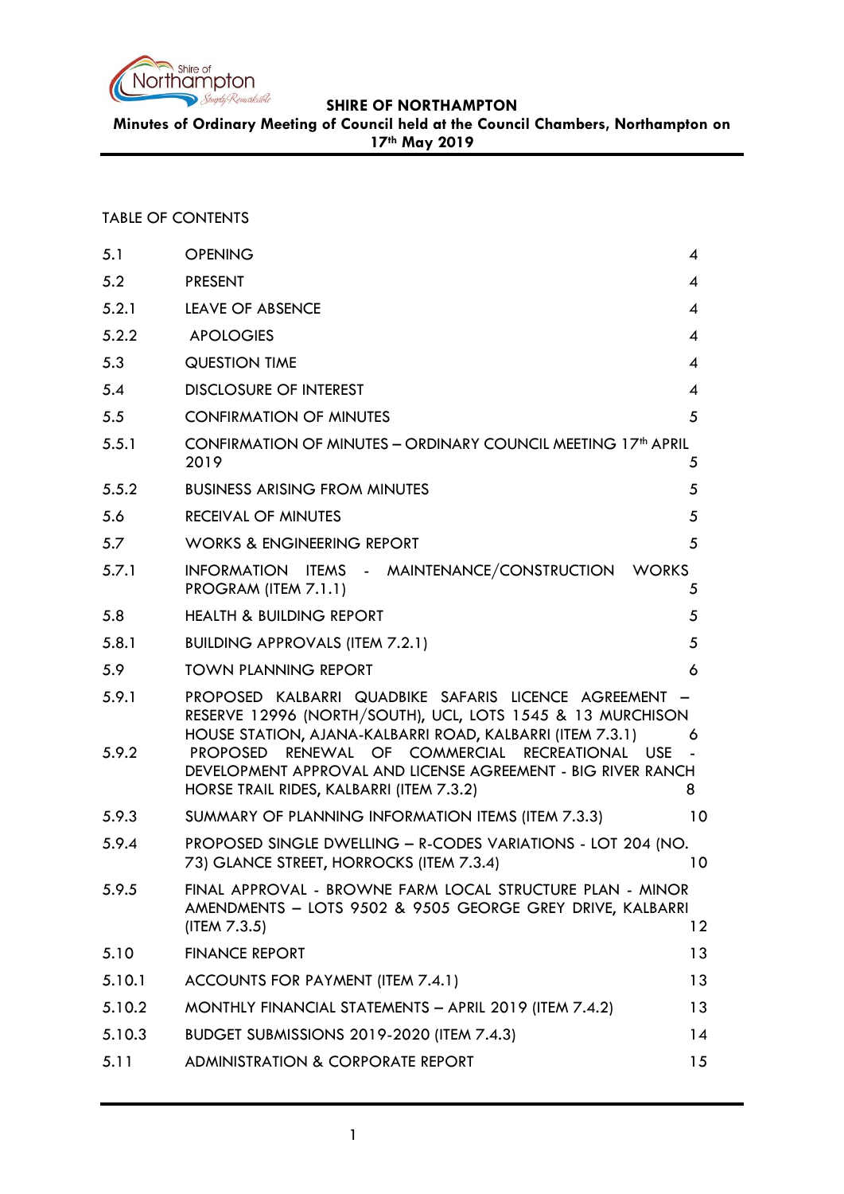**SHIRE OF NORTHAMPTON**

**Minutes of Ordinary Meeting of Council held at the Council Chambers, Northampton on 17th May 2019**

TABLE OF CONTENTS

| | | |
|---|---|---|
| 5.1 | OPENING | 4 |
| 5.2 | PRESENT | 4 |
| 5.2.1 | LEAVE OF ABSENCE | 4 |
| 5.2.2 | APOLOGIES | 4 |
| 5.3 | QUESTION TIME | 4 |
| 5.4 | DISCLOSURE OF INTEREST | 4 |
| 5.5 | CONFIRMATION OF MINUTES | 5 |
| 5.5.1 | CONFIRMATION OF MINUTES – ORDINARY COUNCIL MEETING 17th APRIL 2019 | 5 |
| 5.5.2 | BUSINESS ARISING FROM MINUTES | 5 |
| 5.6 | RECEIVAL OF MINUTES | 5 |
| 5.7 | WORKS & ENGINEERING REPORT | 5 |
| 5.7.1 | INFORMATION ITEMS - MAINTENANCE/CONSTRUCTION WORKS PROGRAM (ITEM 7.1.1) | 5 |
| 5.8 | HEALTH & BUILDING REPORT | 5 |
| 5.8.1 | BUILDING APPROVALS (ITEM 7.2.1) | 5 |
| 5.9 | TOWN PLANNING REPORT | 6 |
| 5.9.1 | PROPOSED KALBARRI QUADBIKE SAFARIS LICENCE AGREEMENT – RESERVE 12996 (NORTH/SOUTH), UCL, LOTS 1545 & 13 MURCHISON HOUSE STATION, AJANA-KALBARRI ROAD, KALBARRI (ITEM 7.3.1) | 6 |
| 5.9.2 | PROPOSED RENEWAL OF COMMERCIAL RECREATIONAL USE - DEVELOPMENT APPROVAL AND LICENSE AGREEMENT - BIG RIVER RANCH HORSE TRAIL RIDES, KALBARRI (ITEM 7.3.2) | 8 |
| 5.9.3 | SUMMARY OF PLANNING INFORMATION ITEMS (ITEM 7.3.3) | 10 |
| 5.9.4 | PROPOSED SINGLE DWELLING – R-CODES VARIATIONS - LOT 204 (NO. 73) GLANCE STREET, HORROCKS (ITEM 7.3.4) | 10 |
| 5.9.5 | FINAL APPROVAL - BROWNE FARM LOCAL STRUCTURE PLAN - MINOR AMENDMENTS – LOTS 9502 & 9505 GEORGE GREY DRIVE, KALBARRI (ITEM 7.3.5) | 12 |
| 5.10 | FINANCE REPORT | 13 |
| 5.10.1 | ACCOUNTS FOR PAYMENT (ITEM 7.4.1) | 13 |
| 5.10.2 | MONTHLY FINANCIAL STATEMENTS – APRIL 2019 (ITEM 7.4.2) | 13 |
| 5.10.3 | BUDGET SUBMISSIONS 2019-2020 (ITEM 7.4.3) | 14 |
| 5.11 | ADMINISTRATION & CORPORATE REPORT | 15 |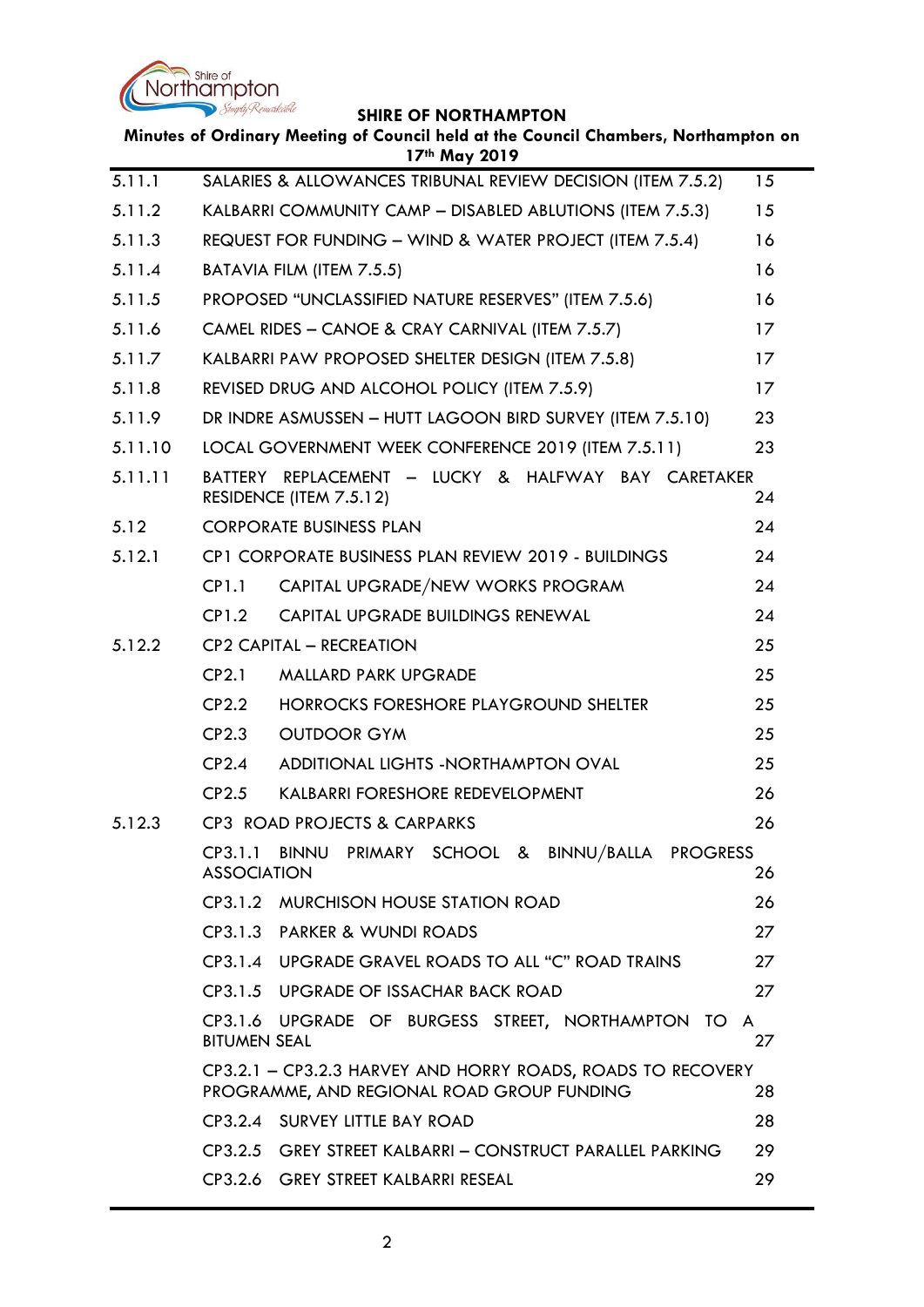| | | |
|---|---|---|
| 5.11.1 | SALARIES & ALLOWANCES TRIBUNAL REVIEW DECISION (ITEM 7.5.2) | 15 |
| 5.11.2 | KALBARRI COMMUNITY CAMP – DISABLED ABLUTIONS (ITEM 7.5.3) | 15 |
| 5.11.3 | REQUEST FOR FUNDING – WIND & WATER PROJECT (ITEM 7.5.4) | 16 |
| 5.11.4 | BATAVIA FILM (ITEM 7.5.5) | 16 |
| 5.11.5 | PROPOSED "UNCLASSIFIED NATURE RESERVES" (ITEM 7.5.6) | 16 |
| 5.11.6 | CAMEL RIDES – CANOE & CRAY CARNIVAL (ITEM 7.5.7) | 17 |
| 5.11.7 | KALBARRI PAW PROPOSED SHELTER DESIGN (ITEM 7.5.8) | 17 |
| 5.11.8 | REVISED DRUG AND ALCOHOL POLICY (ITEM 7.5.9) | 17 |
| 5.11.9 | DR INDRE ASMUSSEN – HUTT LAGOON BIRD SURVEY (ITEM 7.5.10) | 23 |
| 5.11.10 | LOCAL GOVERNMENT WEEK CONFERENCE 2019 (ITEM 7.5.11) | 23 |
| 5.11.11 | BATTERY REPLACEMENT – LUCKY & HALFWAY BAY CARETAKER RESIDENCE (ITEM 7.5.12) | 24 |
| 5.12 | CORPORATE BUSINESS PLAN | 24 |
| 5.12.1 | CP1 CORPORATE BUSINESS PLAN REVIEW 2019 - BUILDINGS | 24 |
| | CP1.1 CAPITAL UPGRADE/NEW WORKS PROGRAM | 24 |
| | CP1.2 CAPITAL UPGRADE BUILDINGS RENEWAL | 24 |
| 5.12.2 | CP2 CAPITAL – RECREATION | 25 |
| | CP2.1 MALLARD PARK UPGRADE | 25 |
| | CP2.2 HORROCKS FORESHORE PLAYGROUND SHELTER | 25 |
| | CP2.3 OUTDOOR GYM | 25 |
| | CP2.4 ADDITIONAL LIGHTS -NORTHAMPTON OVAL | 25 |
| | CP2.5 KALBARRI FORESHORE REDEVELOPMENT | 26 |
| 5.12.3 | CP3 ROAD PROJECTS & CARPARKS | 26 |
| | CP3.1.1 BINNU PRIMARY SCHOOL & BINNU/BALLA PROGRESS ASSOCIATION | 26 |
| | CP3.1.2 MURCHISON HOUSE STATION ROAD | 26 |
| | CP3.1.3 PARKER & WUNDI ROADS | 27 |
| | CP3.1.4 UPGRADE GRAVEL ROADS TO ALL "C" ROAD TRAINS | 27 |
| | CP3.1.5 UPGRADE OF ISSACHAR BACK ROAD | 27 |
| | CP3.1.6 UPGRADE OF BURGESS STREET, NORTHAMPTON TO A BITUMEN SEAL | 27 |
| | CP3.2.1 – CP3.2.3 HARVEY AND HORRY ROADS, ROADS TO RECOVERY PROGRAMME, AND REGIONAL ROAD GROUP FUNDING | 28 |
| | CP3.2.4 SURVEY LITTLE BAY ROAD | 28 |
| | CP3.2.5 GREY STREET KALBARRI – CONSTRUCT PARALLEL PARKING | 29 |
| | CP3.2.6 GREY STREET KALBARRI RESEAL | 29 |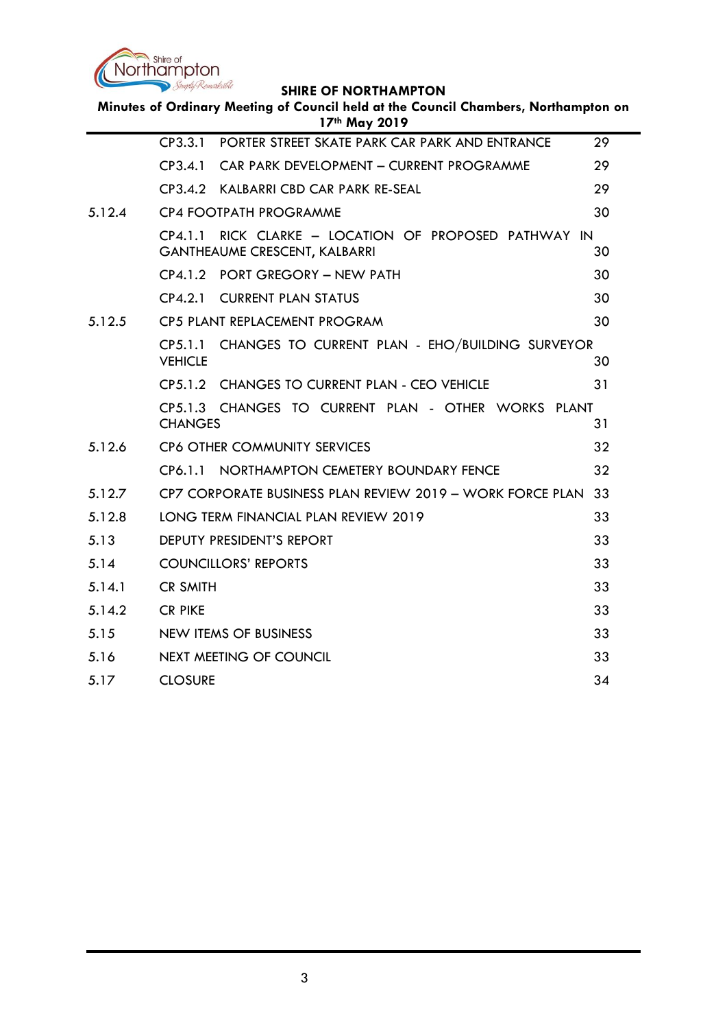| | | |
|---|---|---|
| | CP3.3.1 PORTER STREET SKATE PARK CAR PARK AND ENTRANCE | 29 |
| | CP3.4.1 CAR PARK DEVELOPMENT – CURRENT PROGRAMME | 29 |
| | CP3.4.2 KALBARRI CBD CAR PARK RE-SEAL | 29 |
| 5.12.4 | CP4 FOOTPATH PROGRAMME | 30 |
| | CP4.1.1 RICK CLARKE – LOCATION OF PROPOSED PATHWAY IN GANTHEAUME CRESCENT, KALBARRI | 30 |
| | CP4.1.2 PORT GREGORY – NEW PATH | 30 |
| | CP4.2.1 CURRENT PLAN STATUS | 30 |
| 5.12.5 | CP5 PLANT REPLACEMENT PROGRAM | 30 |
| | CP5.1.1 CHANGES TO CURRENT PLAN - EHO/BUILDING SURVEYOR VEHICLE | 30 |
| | CP5.1.2 CHANGES TO CURRENT PLAN - CEO VEHICLE | 31 |
| | CP5.1.3 CHANGES TO CURRENT PLAN - OTHER WORKS PLANT CHANGES | 31 |
| 5.12.6 | CP6 OTHER COMMUNITY SERVICES | 32 |
| | CP6.1.1 NORTHAMPTON CEMETERY BOUNDARY FENCE | 32 |
| 5.12.7 | CP7 CORPORATE BUSINESS PLAN REVIEW 2019 – WORK FORCE PLAN | 33 |
| 5.12.8 | LONG TERM FINANCIAL PLAN REVIEW 2019 | 33 |
| 5.13 | DEPUTY PRESIDENT'S REPORT | 33 |
| 5.14 | COUNCILLORS' REPORTS | 33 |
| 5.14.1 | CR SMITH | 33 |
| 5.14.2 | CR PIKE | 33 |
| 5.15 | NEW ITEMS OF BUSINESS | 33 |
| 5.16 | NEXT MEETING OF COUNCIL | 33 |
| 5.17 | CLOSURE | 34 |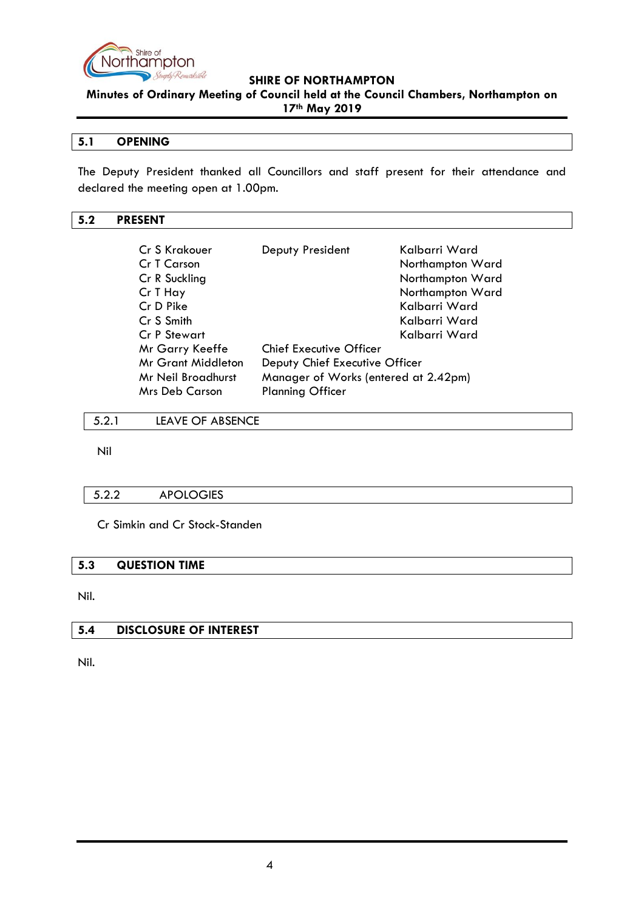## 5.1 OPENING

The Deputy President thanked all Councillors and staff present for their attendance and declared the meeting open at 1.00pm.

## 5.2 PRESENT

| | | |
|---|---|---|
| Cr S Krakouer | Deputy President | Kalbarri Ward |
| Cr T Carson | | Northampton Ward |
| Cr R Suckling | | Northampton Ward |
| Cr T Hay | | Northampton Ward |
| Cr D Pike | | Kalbarri Ward |
| Cr S Smith | | Kalbarri Ward |
| Cr P Stewart | | Kalbarri Ward |
| Mr Garry Keeffe | Chief Executive Officer | |
| Mr Grant Middleton | Deputy Chief Executive Officer | |
| Mr Neil Broadhurst | Manager of Works (entered at 2.42pm) | |
| Mrs Deb Carson | Planning Officer | |

### 5.2.1 LEAVE OF ABSENCE

Nil

### 5.2.2 APOLOGIES

Cr Simkin and Cr Stock-Standen

## 5.3 QUESTION TIME

Nil.

## 5.4 DISCLOSURE OF INTEREST

Nil.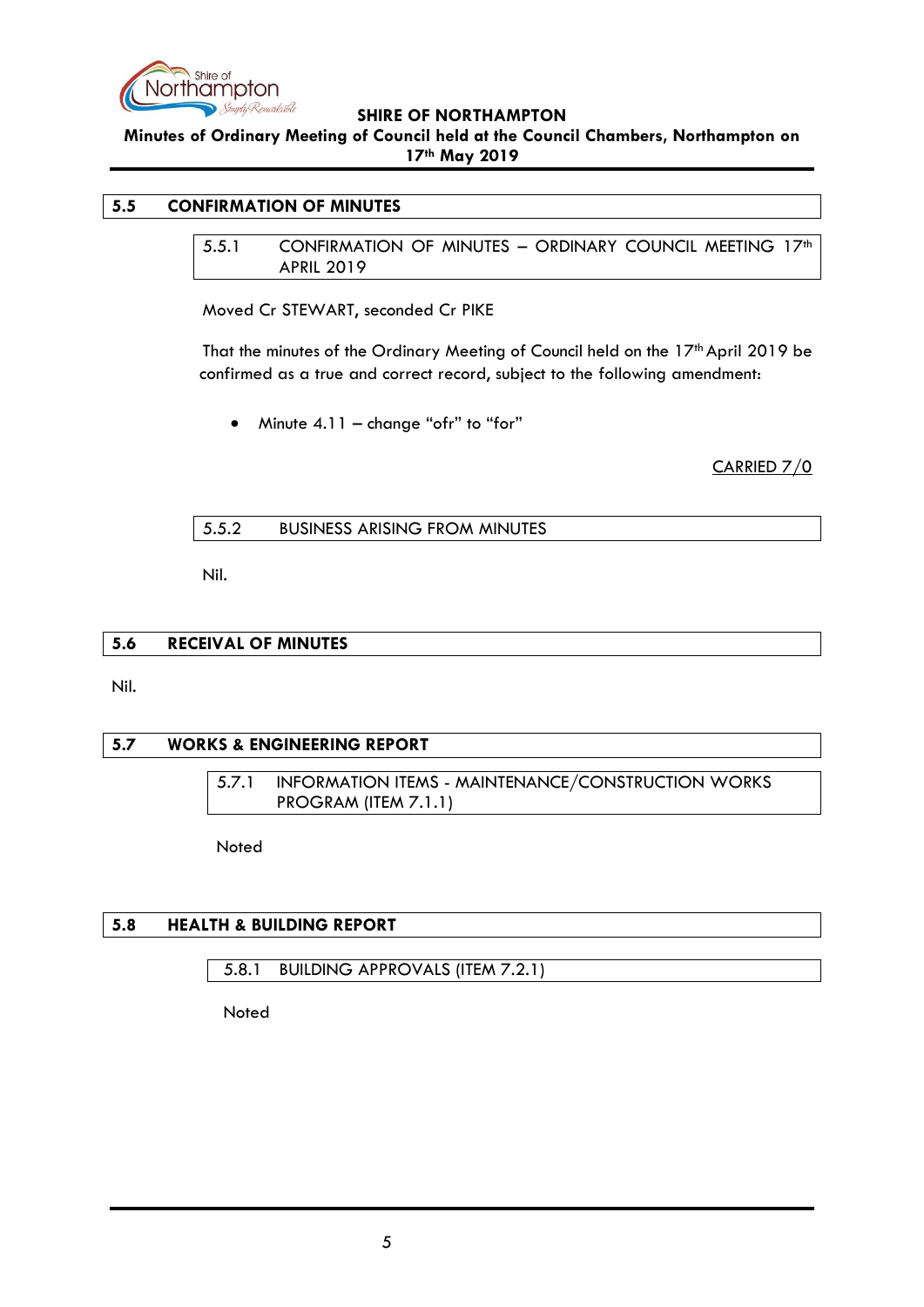## 5.5 CONFIRMATION OF MINUTES

### 5.5.1 CONFIRMATION OF MINUTES – ORDINARY COUNCIL MEETING 17th APRIL 2019

Moved Cr STEWART, seconded Cr PIKE

That the minutes of the Ordinary Meeting of Council held on the 17th April 2019 be confirmed as a true and correct record, subject to the following amendment:

- Minute 4.11 – change "ofr" to "for"

CARRIED 7/0

### 5.5.2 BUSINESS ARISING FROM MINUTES

Nil.

## 5.6 RECEIVAL OF MINUTES

Nil.

## 5.7 WORKS & ENGINEERING REPORT

### 5.7.1 INFORMATION ITEMS - MAINTENANCE/CONSTRUCTION WORKS PROGRAM (ITEM 7.1.1)

Noted

## 5.8 HEALTH & BUILDING REPORT

### 5.8.1 BUILDING APPROVALS (ITEM 7.2.1)

Noted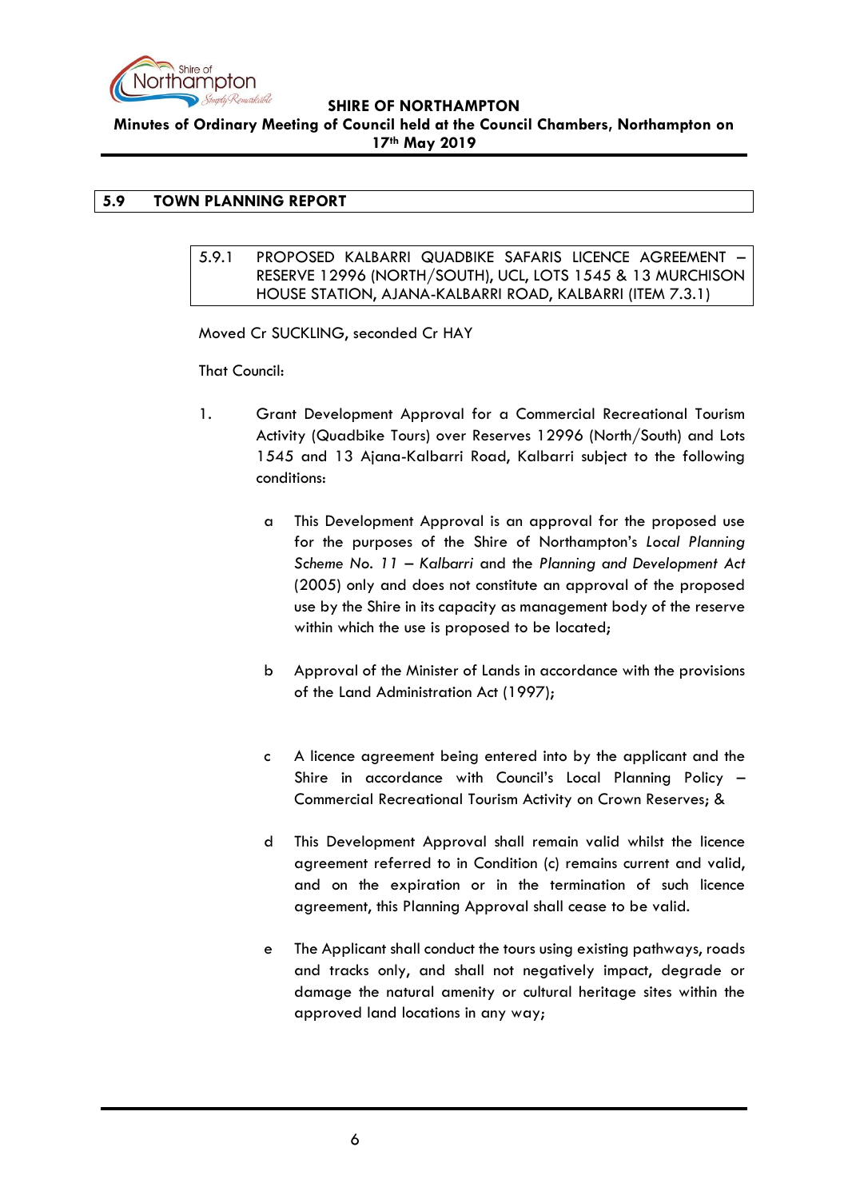## 5.9 TOWN PLANNING REPORT

### 5.9.1 PROPOSED KALBARRI QUADBIKE SAFARIS LICENCE AGREEMENT – RESERVE 12996 (NORTH/SOUTH), UCL, LOTS 1545 & 13 MURCHISON HOUSE STATION, AJANA-KALBARRI ROAD, KALBARRI (ITEM 7.3.1)

Moved Cr SUCKLING, seconded Cr HAY

That Council:

1. Grant Development Approval for a Commercial Recreational Tourism Activity (Quadbike Tours) over Reserves 12996 (North/South) and Lots 1545 and 13 Ajana-Kalbarri Road, Kalbarri subject to the following conditions:

   a. This Development Approval is an approval for the proposed use for the purposes of the Shire of Northampton's *Local Planning Scheme No. 11 – Kalbarri* and the *Planning and Development Act* (2005) only and does not constitute an approval of the proposed use by the Shire in its capacity as management body of the reserve within which the use is proposed to be located;

   b. Approval of the Minister of Lands in accordance with the provisions of the Land Administration Act (1997);

   c. A licence agreement being entered into by the applicant and the Shire in accordance with Council's Local Planning Policy – Commercial Recreational Tourism Activity on Crown Reserves; &

   d. This Development Approval shall remain valid whilst the licence agreement referred to in Condition (c) remains current and valid, and on the expiration or in the termination of such licence agreement, this Planning Approval shall cease to be valid.

   e. The Applicant shall conduct the tours using existing pathways, roads and tracks only, and shall not negatively impact, degrade or damage the natural amenity or cultural heritage sites within the approved land locations in any way;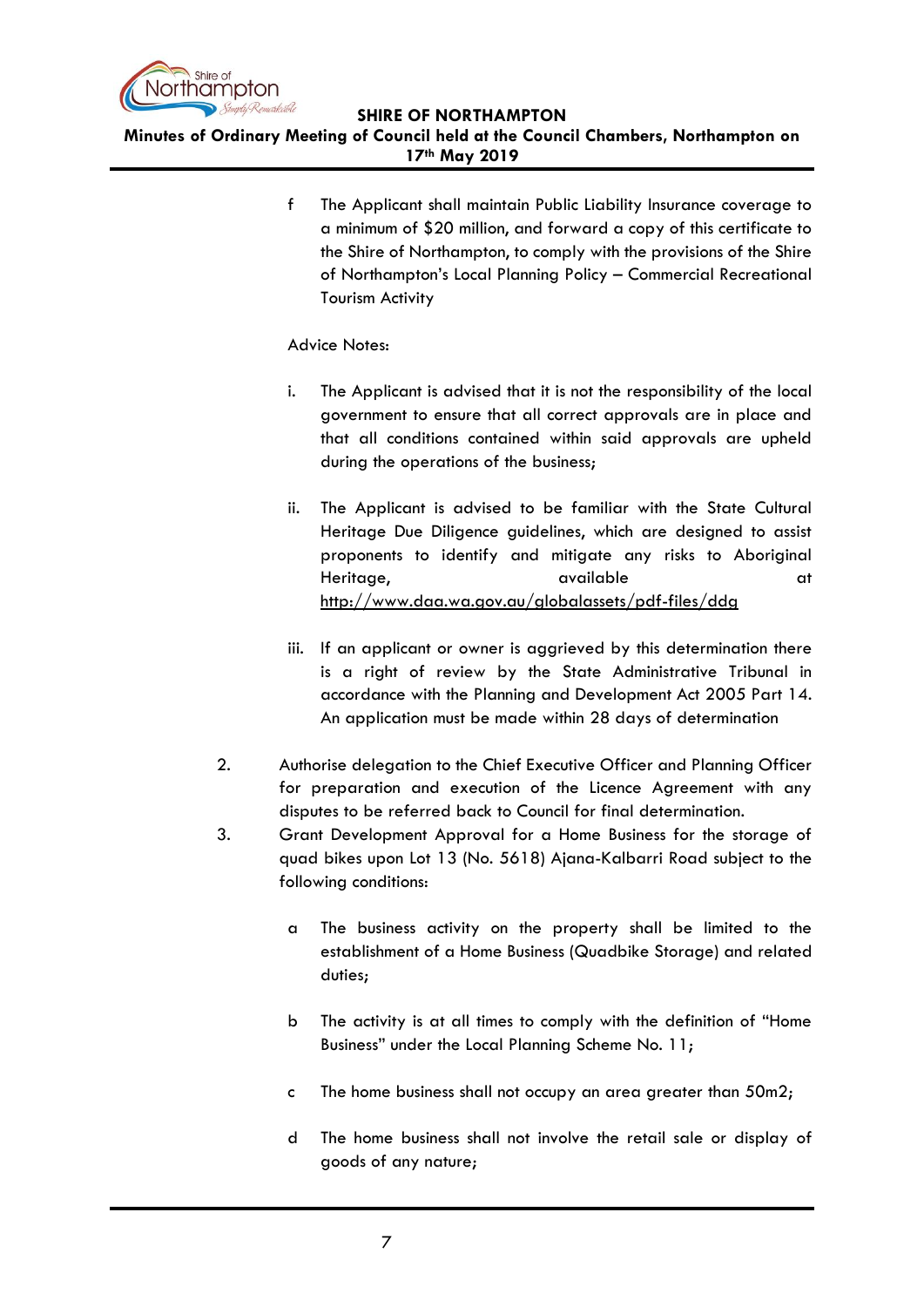f The Applicant shall maintain Public Liability Insurance coverage to a minimum of $20 million, and forward a copy of this certificate to the Shire of Northampton, to comply with the provisions of the Shire of Northampton's Local Planning Policy – Commercial Recreational Tourism Activity

Advice Notes:

i. The Applicant is advised that it is not the responsibility of the local government to ensure that all correct approvals are in place and that all conditions contained within said approvals are upheld during the operations of the business;

ii. The Applicant is advised to be familiar with the State Cultural Heritage Due Diligence guidelines, which are designed to assist proponents to identify and mitigate any risks to Aboriginal Heritage, available at http://www.daa.wa.gov.au/globalassets/pdf-files/ddg

iii. If an applicant or owner is aggrieved by this determination there is a right of review by the State Administrative Tribunal in accordance with the Planning and Development Act 2005 Part 14. An application must be made within 28 days of determination

2. Authorise delegation to the Chief Executive Officer and Planning Officer for preparation and execution of the Licence Agreement with any disputes to be referred back to Council for final determination.

3. Grant Development Approval for a Home Business for the storage of quad bikes upon Lot 13 (No. 5618) Ajana-Kalbarri Road subject to the following conditions:

a The business activity on the property shall be limited to the establishment of a Home Business (Quadbike Storage) and related duties;

b The activity is at all times to comply with the definition of "Home Business" under the Local Planning Scheme No. 11;

c The home business shall not occupy an area greater than 50m2;

d The home business shall not involve the retail sale or display of goods of any nature;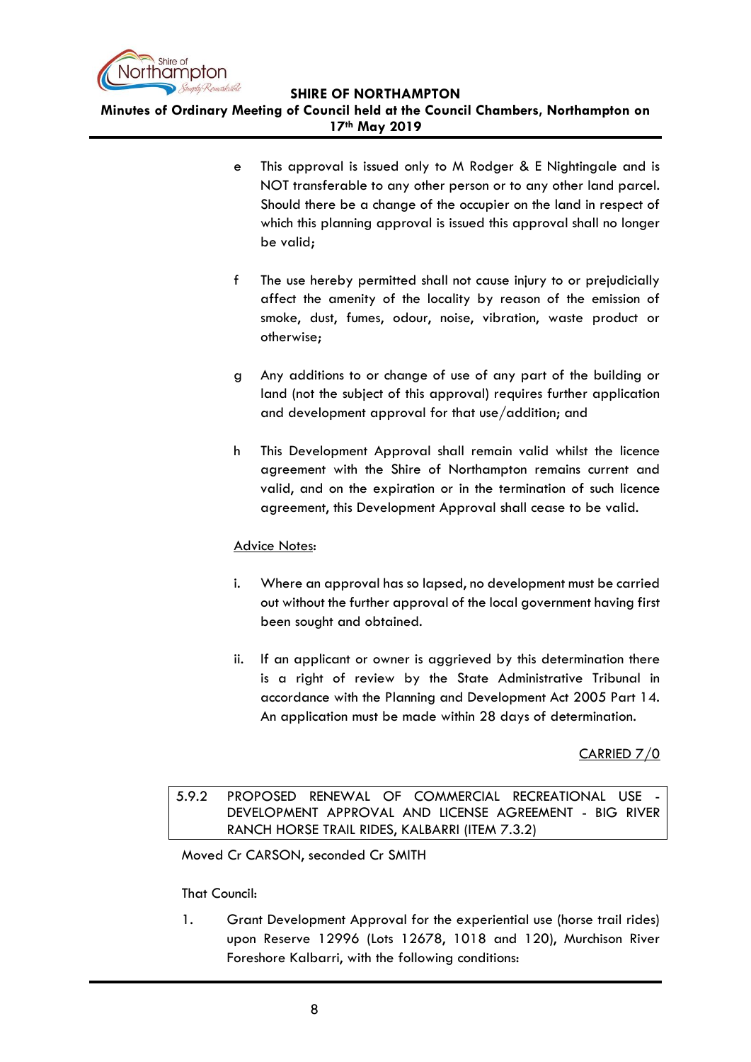e This approval is issued only to M Rodger & E Nightingale and is NOT transferable to any other person or to any other land parcel. Should there be a change of the occupier on the land in respect of which this planning approval is issued this approval shall no longer be valid;

f The use hereby permitted shall not cause injury to or prejudicially affect the amenity of the locality by reason of the emission of smoke, dust, fumes, odour, noise, vibration, waste product or otherwise;

g Any additions to or change of use of any part of the building or land (not the subject of this approval) requires further application and development approval for that use/addition; and

h This Development Approval shall remain valid whilst the licence agreement with the Shire of Northampton remains current and valid, and on the expiration or in the termination of such licence agreement, this Development Approval shall cease to be valid.

<u>Advice Notes</u>:

i. Where an approval has so lapsed, no development must be carried out without the further approval of the local government having first been sought and obtained.

ii. If an applicant or owner is aggrieved by this determination there is a right of review by the State Administrative Tribunal in accordance with the Planning and Development Act 2005 Part 14. An application must be made within 28 days of determination.

<u>CARRIED 7/0</u>

### 5.9.2 PROPOSED RENEWAL OF COMMERCIAL RECREATIONAL USE - DEVELOPMENT APPROVAL AND LICENSE AGREEMENT - BIG RIVER RANCH HORSE TRAIL RIDES, KALBARRI (ITEM 7.3.2)

Moved Cr CARSON, seconded Cr SMITH

That Council:

1. Grant Development Approval for the experiential use (horse trail rides) upon Reserve 12996 (Lots 12678, 1018 and 120), Murchison River Foreshore Kalbarri, with the following conditions: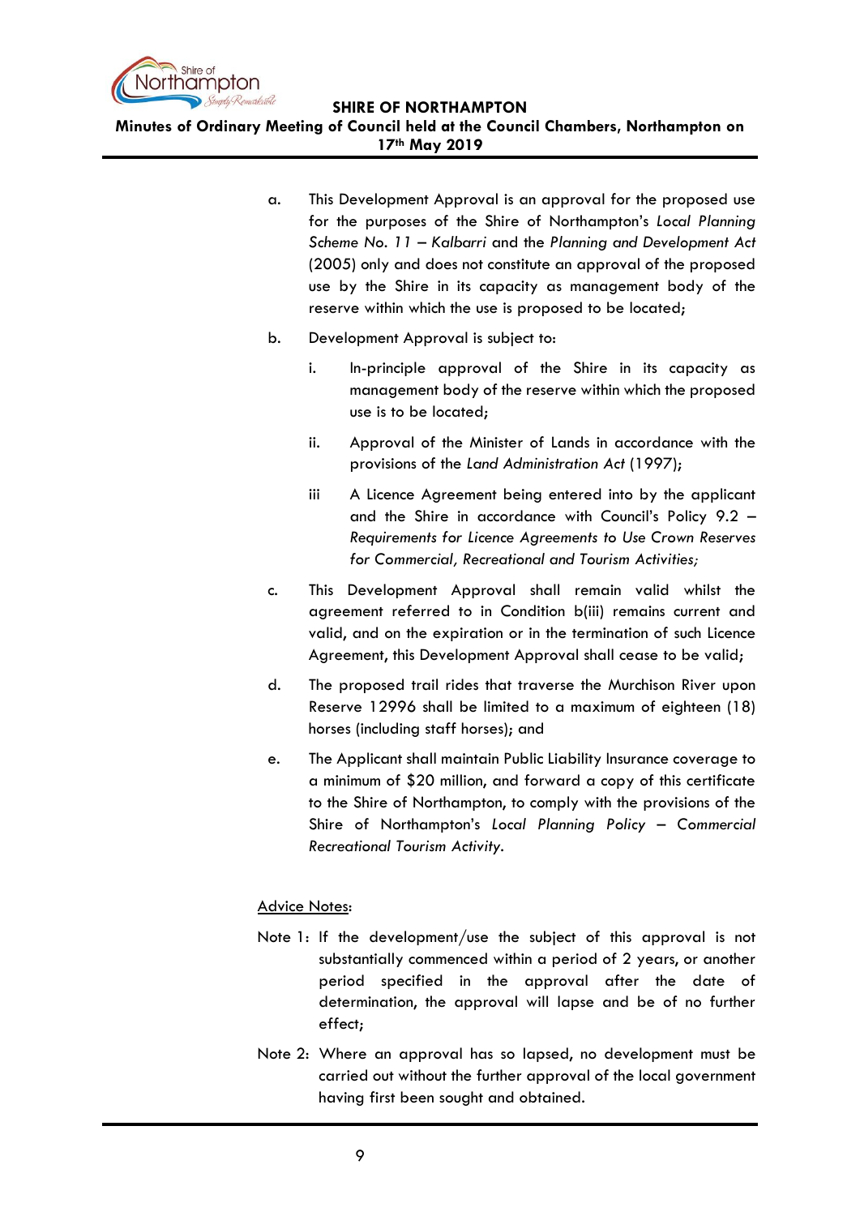a. This Development Approval is an approval for the proposed use for the purposes of the Shire of Northampton's *Local Planning Scheme No. 11 – Kalbarri* and the *Planning and Development Act* (2005) only and does not constitute an approval of the proposed use by the Shire in its capacity as management body of the reserve within which the use is proposed to be located;

b. Development Approval is subject to:

   i. In-principle approval of the Shire in its capacity as management body of the reserve within which the proposed use is to be located;

   ii. Approval of the Minister of Lands in accordance with the provisions of the *Land Administration Act* (1997);

   iii A Licence Agreement being entered into by the applicant and the Shire in accordance with Council's Policy 9.2 – *Requirements for Licence Agreements to Use Crown Reserves for Commercial, Recreational and Tourism Activities;*

c. This Development Approval shall remain valid whilst the agreement referred to in Condition b(iii) remains current and valid, and on the expiration or in the termination of such Licence Agreement, this Development Approval shall cease to be valid;

d. The proposed trail rides that traverse the Murchison River upon Reserve 12996 shall be limited to a maximum of eighteen (18) horses (including staff horses); and

e. The Applicant shall maintain Public Liability Insurance coverage to a minimum of $20 million, and forward a copy of this certificate to the Shire of Northampton, to comply with the provisions of the Shire of Northampton's *Local Planning Policy – Commercial Recreational Tourism Activity*.

<u>Advice Notes</u>:

Note 1: If the development/use the subject of this approval is not substantially commenced within a period of 2 years, or another period specified in the approval after the date of determination, the approval will lapse and be of no further effect;

Note 2: Where an approval has so lapsed, no development must be carried out without the further approval of the local government having first been sought and obtained.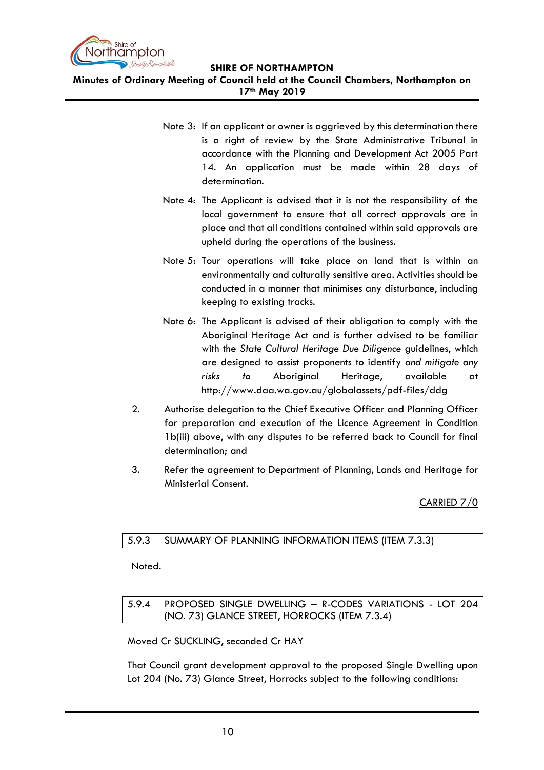Note 3: If an applicant or owner is aggrieved by this determination there is a right of review by the State Administrative Tribunal in accordance with the Planning and Development Act 2005 Part 14. An application must be made within 28 days of determination.

Note 4: The Applicant is advised that it is not the responsibility of the local government to ensure that all correct approvals are in place and that all conditions contained within said approvals are upheld during the operations of the business.

Note 5: Tour operations will take place on land that is within an environmentally and culturally sensitive area. Activities should be conducted in a manner that minimises any disturbance, including keeping to existing tracks.

Note 6: The Applicant is advised of their obligation to comply with the Aboriginal Heritage Act and is further advised to be familiar with the *State Cultural Heritage Due Diligence* guidelines, which are designed to assist proponents to identify *and mitigate any risks to* Aboriginal Heritage, available at http://www.daa.wa.gov.au/globalassets/pdf-files/ddg

2. Authorise delegation to the Chief Executive Officer and Planning Officer for preparation and execution of the Licence Agreement in Condition 1b(iii) above, with any disputes to be referred back to Council for final determination; and

3. Refer the agreement to Department of Planning, Lands and Heritage for Ministerial Consent.

CARRIED 7/0

### 5.9.3 SUMMARY OF PLANNING INFORMATION ITEMS (ITEM 7.3.3)

Noted.

### 5.9.4 PROPOSED SINGLE DWELLING – R-CODES VARIATIONS - LOT 204 (NO. 73) GLANCE STREET, HORROCKS (ITEM 7.3.4)

Moved Cr SUCKLING, seconded Cr HAY

That Council grant development approval to the proposed Single Dwelling upon Lot 204 (No. 73) Glance Street, Horrocks subject to the following conditions: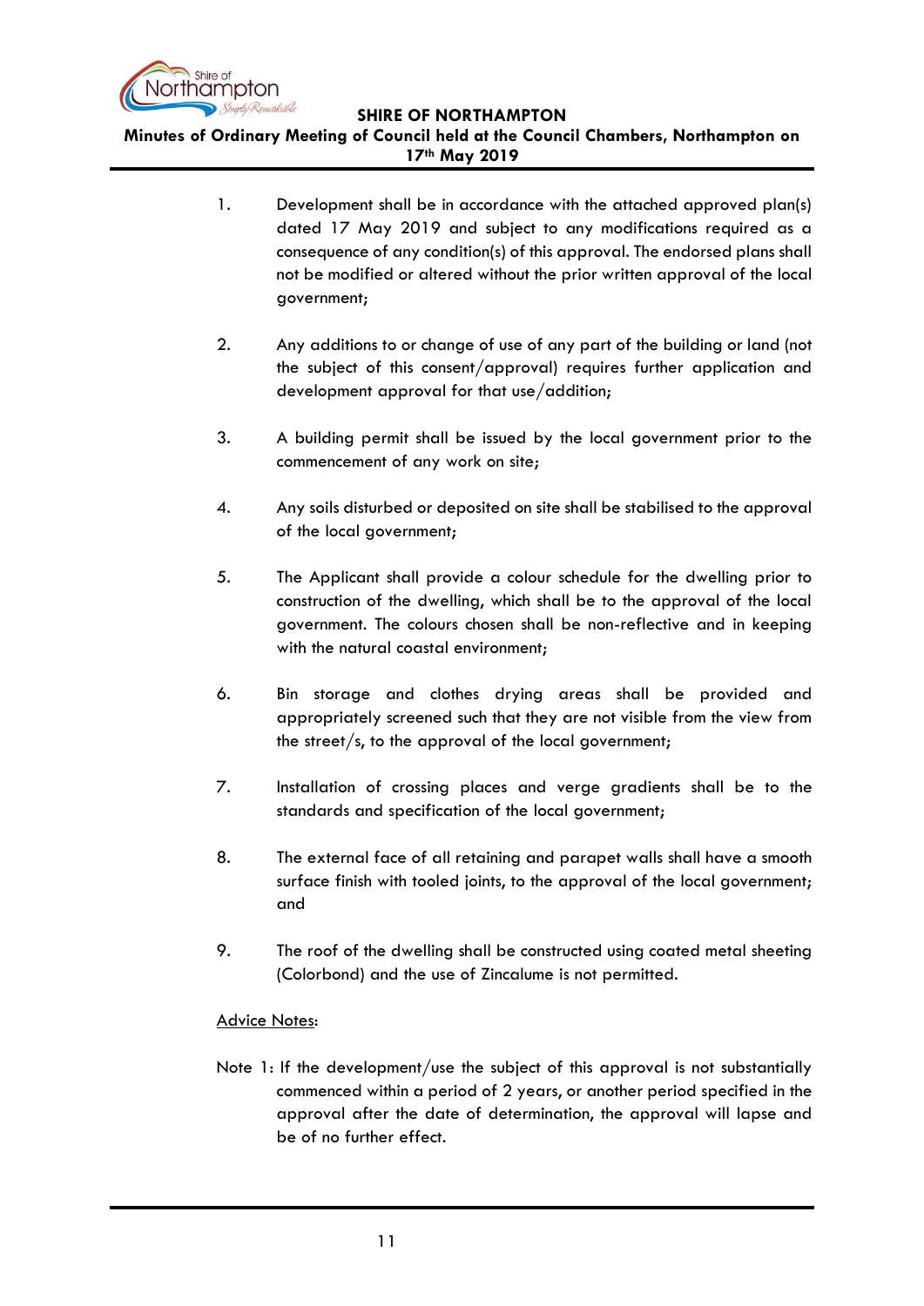1. Development shall be in accordance with the attached approved plan(s) dated 17 May 2019 and subject to any modifications required as a consequence of any condition(s) of this approval. The endorsed plans shall not be modified or altered without the prior written approval of the local government;

2. Any additions to or change of use of any part of the building or land (not the subject of this consent/approval) requires further application and development approval for that use/addition;

3. A building permit shall be issued by the local government prior to the commencement of any work on site;

4. Any soils disturbed or deposited on site shall be stabilised to the approval of the local government;

5. The Applicant shall provide a colour schedule for the dwelling prior to construction of the dwelling, which shall be to the approval of the local government. The colours chosen shall be non-reflective and in keeping with the natural coastal environment;

6. Bin storage and clothes drying areas shall be provided and appropriately screened such that they are not visible from the view from the street/s, to the approval of the local government;

7. Installation of crossing places and verge gradients shall be to the standards and specification of the local government;

8. The external face of all retaining and parapet walls shall have a smooth surface finish with tooled joints, to the approval of the local government; and

9. The roof of the dwelling shall be constructed using coated metal sheeting (Colorbond) and the use of Zincalume is not permitted.

<u>Advice Notes</u>:

Note 1: If the development/use the subject of this approval is not substantially commenced within a period of 2 years, or another period specified in the approval after the date of determination, the approval will lapse and be of no further effect.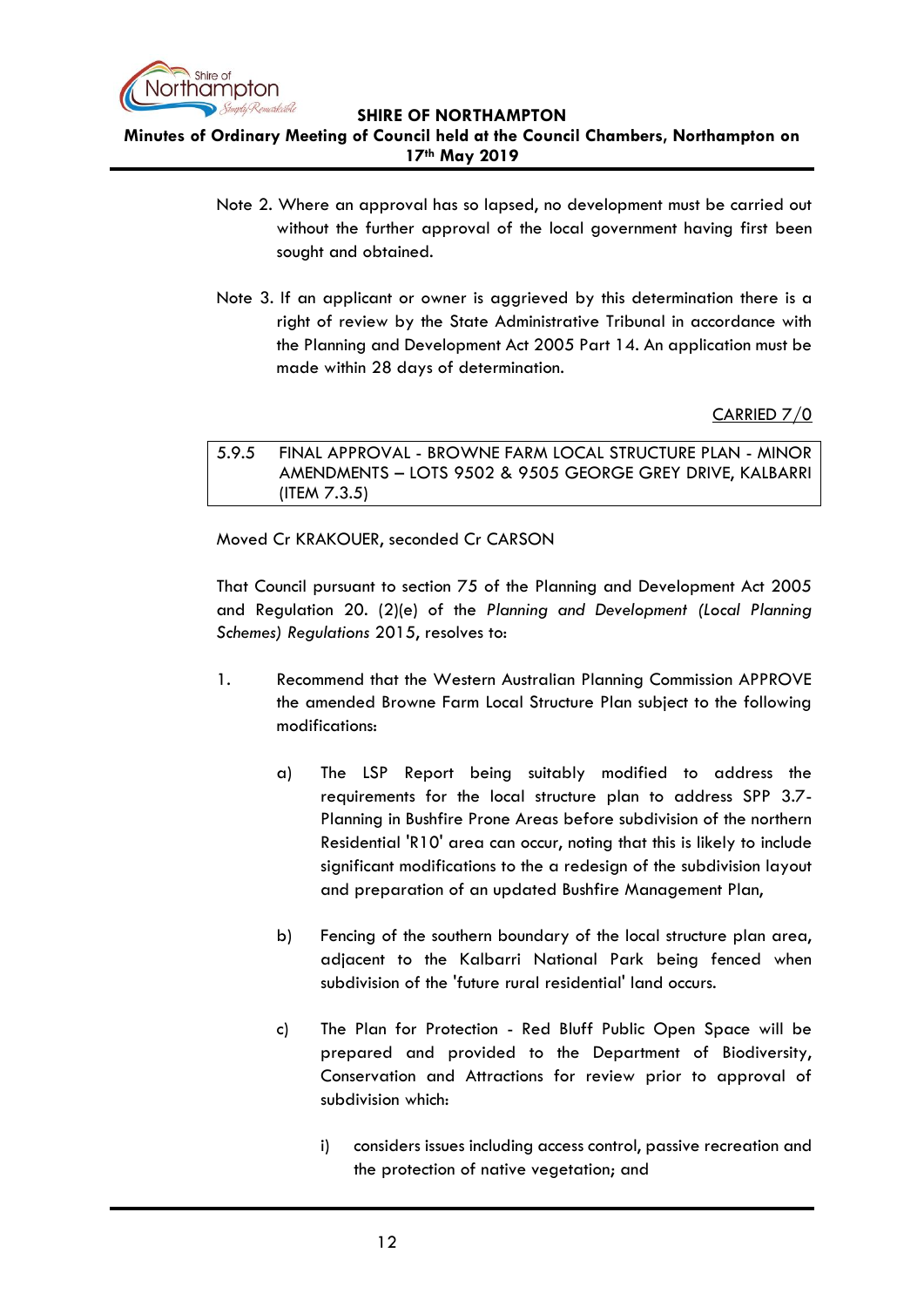Note 2. Where an approval has so lapsed, no development must be carried out without the further approval of the local government having first been sought and obtained.

Note 3. If an applicant or owner is aggrieved by this determination there is a right of review by the State Administrative Tribunal in accordance with the Planning and Development Act 2005 Part 14. An application must be made within 28 days of determination.

CARRIED 7/0

### 5.9.5 FINAL APPROVAL - BROWNE FARM LOCAL STRUCTURE PLAN - MINOR AMENDMENTS – LOTS 9502 & 9505 GEORGE GREY DRIVE, KALBARRI (ITEM 7.3.5)

Moved Cr KRAKOUER, seconded Cr CARSON

That Council pursuant to section 75 of the Planning and Development Act 2005 and Regulation 20. (2)(e) of the *Planning and Development (Local Planning Schemes) Regulations* 2015, resolves to:

1. Recommend that the Western Australian Planning Commission APPROVE the amended Browne Farm Local Structure Plan subject to the following modifications:

   a) The LSP Report being suitably modified to address the requirements for the local structure plan to address SPP 3.7-Planning in Bushfire Prone Areas before subdivision of the northern Residential 'R10' area can occur, noting that this is likely to include significant modifications to the a redesign of the subdivision layout and preparation of an updated Bushfire Management Plan,

   b) Fencing of the southern boundary of the local structure plan area, adjacent to the Kalbarri National Park being fenced when subdivision of the 'future rural residential' land occurs.

   c) The Plan for Protection - Red Bluff Public Open Space will be prepared and provided to the Department of Biodiversity, Conservation and Attractions for review prior to approval of subdivision which:

      i) considers issues including access control, passive recreation and the protection of native vegetation; and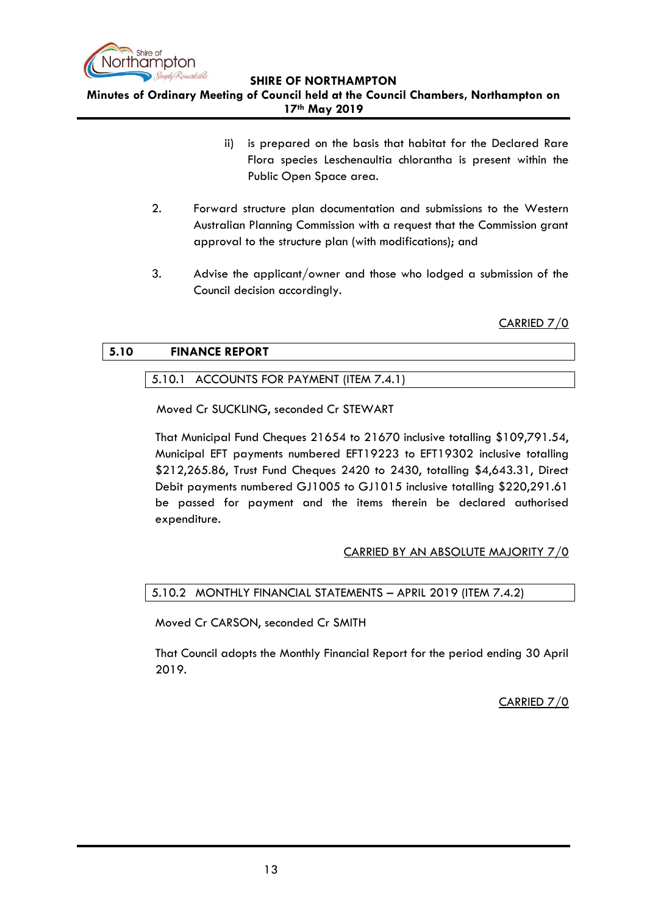ii) is prepared on the basis that habitat for the Declared Rare Flora species Leschenaultia chlorantha is present within the Public Open Space area.

2. Forward structure plan documentation and submissions to the Western Australian Planning Commission with a request that the Commission grant approval to the structure plan (with modifications); and

3. Advise the applicant/owner and those who lodged a submission of the Council decision accordingly.

CARRIED 7/0

## 5.10 FINANCE REPORT

### 5.10.1 ACCOUNTS FOR PAYMENT (ITEM 7.4.1)

Moved Cr SUCKLING, seconded Cr STEWART

That Municipal Fund Cheques 21654 to 21670 inclusive totalling $109,791.54, Municipal EFT payments numbered EFT19223 to EFT19302 inclusive totalling $212,265.86, Trust Fund Cheques 2420 to 2430, totalling $4,643.31, Direct Debit payments numbered GJ1005 to GJ1015 inclusive totalling $220,291.61 be passed for payment and the items therein be declared authorised expenditure.

CARRIED BY AN ABSOLUTE MAJORITY 7/0

### 5.10.2 MONTHLY FINANCIAL STATEMENTS – APRIL 2019 (ITEM 7.4.2)

Moved Cr CARSON, seconded Cr SMITH

That Council adopts the Monthly Financial Report for the period ending 30 April 2019.

CARRIED 7/0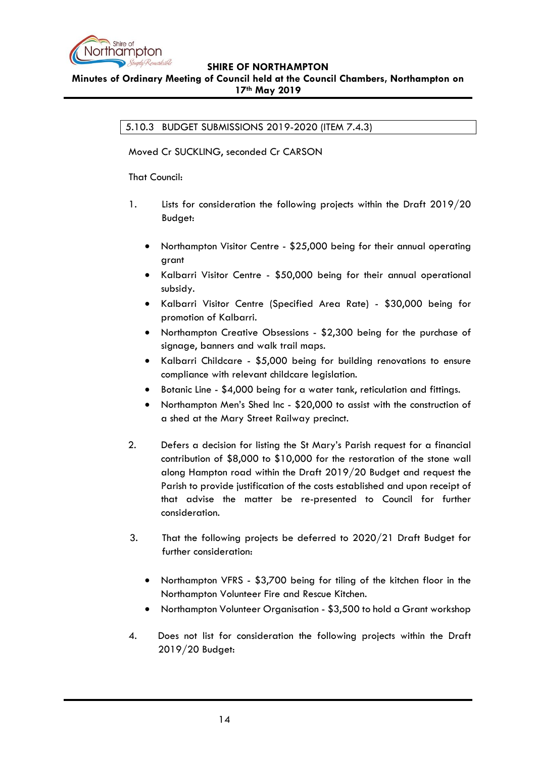### 5.10.3 BUDGET SUBMISSIONS 2019-2020 (ITEM 7.4.3)

Moved Cr SUCKLING, seconded Cr CARSON

That Council:

1. Lists for consideration the following projects within the Draft 2019/20 Budget:

   - Northampton Visitor Centre - $25,000 being for their annual operating grant
   - Kalbarri Visitor Centre - $50,000 being for their annual operational subsidy.
   - Kalbarri Visitor Centre (Specified Area Rate) - $30,000 being for promotion of Kalbarri.
   - Northampton Creative Obsessions - $2,300 being for the purchase of signage, banners and walk trail maps.
   - Kalbarri Childcare - $5,000 being for building renovations to ensure compliance with relevant childcare legislation.
   - Botanic Line - $4,000 being for a water tank, reticulation and fittings.
   - Northampton Men's Shed Inc - $20,000 to assist with the construction of a shed at the Mary Street Railway precinct.

2. Defers a decision for listing the St Mary's Parish request for a financial contribution of $8,000 to $10,000 for the restoration of the stone wall along Hampton road within the Draft 2019/20 Budget and request the Parish to provide justification of the costs established and upon receipt of that advise the matter be re-presented to Council for further consideration.

3. That the following projects be deferred to 2020/21 Draft Budget for further consideration:

   - Northampton VFRS - $3,700 being for tiling of the kitchen floor in the Northampton Volunteer Fire and Rescue Kitchen.
   - Northampton Volunteer Organisation - $3,500 to hold a Grant workshop

4. Does not list for consideration the following projects within the Draft 2019/20 Budget: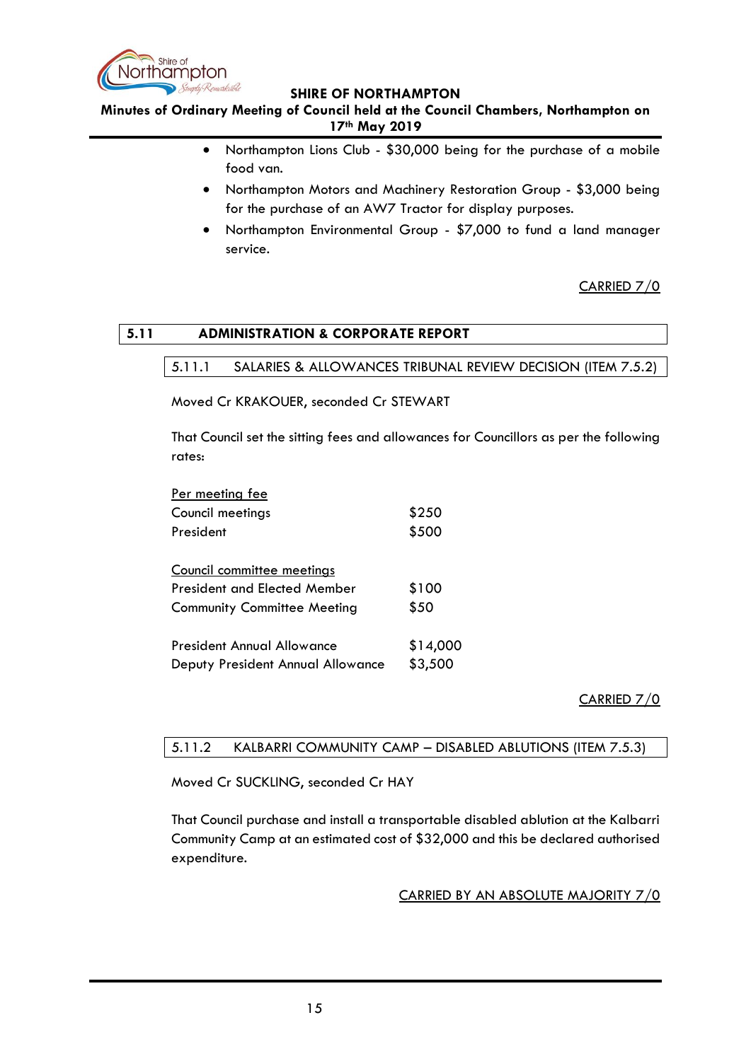- Northampton Lions Club - $30,000 being for the purchase of a mobile food van.
- Northampton Motors and Machinery Restoration Group - $3,000 being for the purchase of an AW7 Tractor for display purposes.
- Northampton Environmental Group - $7,000 to fund a land manager service.

CARRIED 7/0

## 5.11 ADMINISTRATION & CORPORATE REPORT

### 5.11.1 SALARIES & ALLOWANCES TRIBUNAL REVIEW DECISION (ITEM 7.5.2)

Moved Cr KRAKOUER, seconded Cr STEWART

That Council set the sitting fees and allowances for Councillors as per the following rates:

Per meeting fee

| | |
|---|---|
| Council meetings | $250 |
| President | $500 |

Council committee meetings

| | |
|---|---|
| President and Elected Member | $100 |
| Community Committee Meeting | $50 |

| | |
|---|---|
| President Annual Allowance | $14,000 |
| Deputy President Annual Allowance | $3,500 |

CARRIED 7/0

### 5.11.2 KALBARRI COMMUNITY CAMP – DISABLED ABLUTIONS (ITEM 7.5.3)

Moved Cr SUCKLING, seconded Cr HAY

That Council purchase and install a transportable disabled ablution at the Kalbarri Community Camp at an estimated cost of $32,000 and this be declared authorised expenditure.

CARRIED BY AN ABSOLUTE MAJORITY 7/0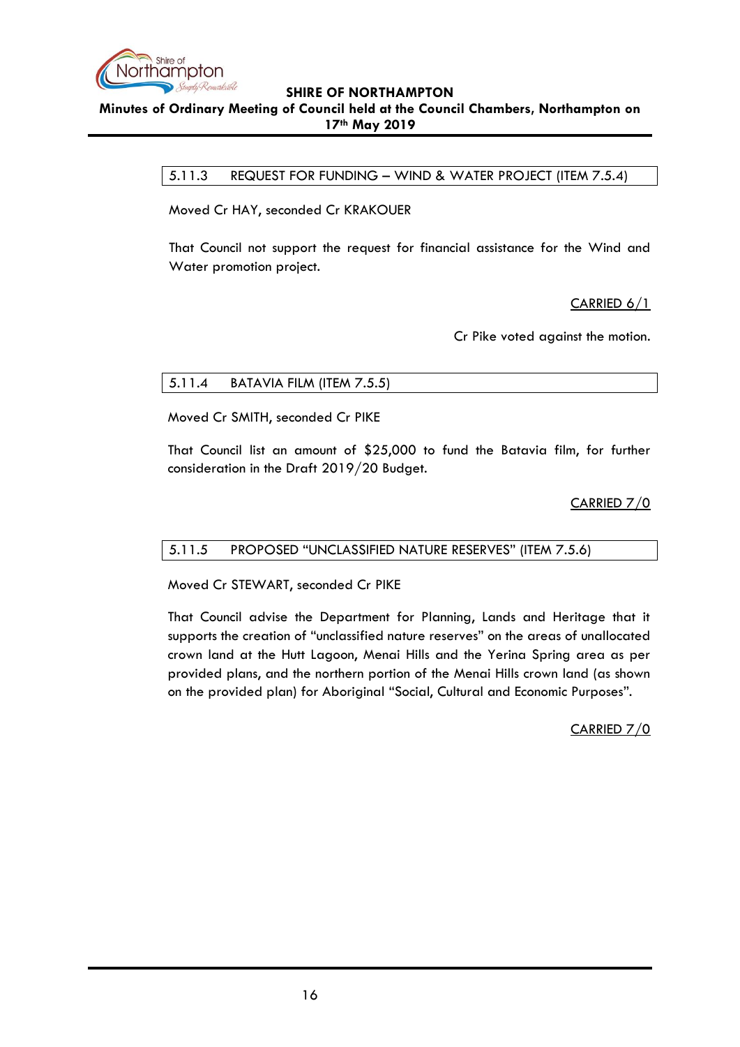### 5.11.3 REQUEST FOR FUNDING – WIND & WATER PROJECT (ITEM 7.5.4)

Moved Cr HAY, seconded Cr KRAKOUER

That Council not support the request for financial assistance for the Wind and Water promotion project.

CARRIED 6/1

Cr Pike voted against the motion.

### 5.11.4 BATAVIA FILM (ITEM 7.5.5)

Moved Cr SMITH, seconded Cr PIKE

That Council list an amount of $25,000 to fund the Batavia film, for further consideration in the Draft 2019/20 Budget.

CARRIED 7/0

### 5.11.5 PROPOSED "UNCLASSIFIED NATURE RESERVES" (ITEM 7.5.6)

Moved Cr STEWART, seconded Cr PIKE

That Council advise the Department for Planning, Lands and Heritage that it supports the creation of "unclassified nature reserves" on the areas of unallocated crown land at the Hutt Lagoon, Menai Hills and the Yerina Spring area as per provided plans, and the northern portion of the Menai Hills crown land (as shown on the provided plan) for Aboriginal "Social, Cultural and Economic Purposes".

CARRIED 7/0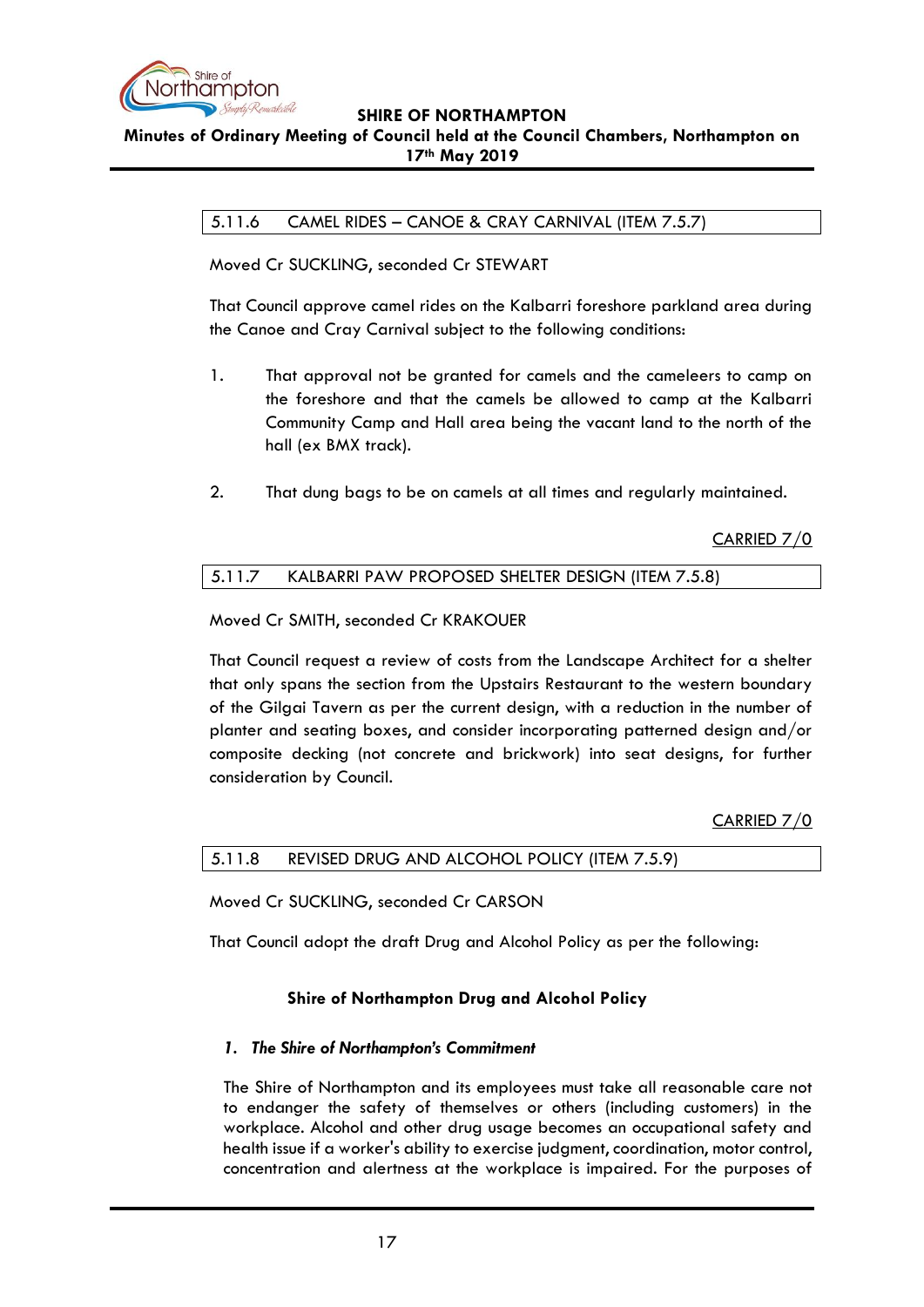### 5.11.6 CAMEL RIDES – CANOE & CRAY CARNIVAL (ITEM 7.5.7)

Moved Cr SUCKLING, seconded Cr STEWART

That Council approve camel rides on the Kalbarri foreshore parkland area during the Canoe and Cray Carnival subject to the following conditions:

1. That approval not be granted for camels and the cameleers to camp on the foreshore and that the camels be allowed to camp at the Kalbarri Community Camp and Hall area being the vacant land to the north of the hall (ex BMX track).

2. That dung bags to be on camels at all times and regularly maintained.

CARRIED 7/0

### 5.11.7 KALBARRI PAW PROPOSED SHELTER DESIGN (ITEM 7.5.8)

Moved Cr SMITH, seconded Cr KRAKOUER

That Council request a review of costs from the Landscape Architect for a shelter that only spans the section from the Upstairs Restaurant to the western boundary of the Gilgai Tavern as per the current design, with a reduction in the number of planter and seating boxes, and consider incorporating patterned design and/or composite decking (not concrete and brickwork) into seat designs, for further consideration by Council.

CARRIED 7/0

### 5.11.8 REVISED DRUG AND ALCOHOL POLICY (ITEM 7.5.9)

Moved Cr SUCKLING, seconded Cr CARSON

That Council adopt the draft Drug and Alcohol Policy as per the following:

**Shire of Northampton Drug and Alcohol Policy**

***1. The Shire of Northampton's Commitment***

The Shire of Northampton and its employees must take all reasonable care not to endanger the safety of themselves or others (including customers) in the workplace. Alcohol and other drug usage becomes an occupational safety and health issue if a worker's ability to exercise judgment, coordination, motor control, concentration and alertness at the workplace is impaired. For the purposes of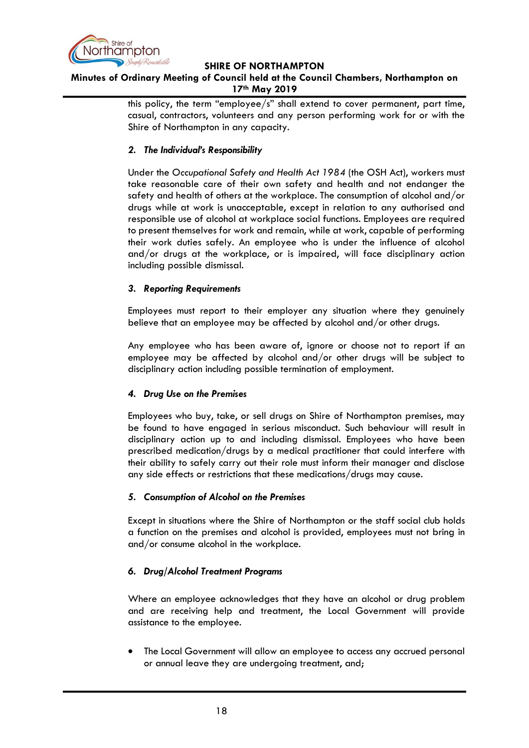this policy, the term "employee/s" shall extend to cover permanent, part time, casual, contractors, volunteers and any person performing work for or with the Shire of Northampton in any capacity.

### *2. The Individual's Responsibility*

Under the *Occupational Safety and Health Act 1984* (the OSH Act), workers must take reasonable care of their own safety and health and not endanger the safety and health of others at the workplace. The consumption of alcohol and/or drugs while at work is unacceptable, except in relation to any authorised and responsible use of alcohol at workplace social functions. Employees are required to present themselves for work and remain, while at work, capable of performing their work duties safely. An employee who is under the influence of alcohol and/or drugs at the workplace, or is impaired, will face disciplinary action including possible dismissal.

### *3. Reporting Requirements*

Employees must report to their employer any situation where they genuinely believe that an employee may be affected by alcohol and/or other drugs.

Any employee who has been aware of, ignore or choose not to report if an employee may be affected by alcohol and/or other drugs will be subject to disciplinary action including possible termination of employment.

### *4. Drug Use on the Premises*

Employees who buy, take, or sell drugs on Shire of Northampton premises, may be found to have engaged in serious misconduct. Such behaviour will result in disciplinary action up to and including dismissal. Employees who have been prescribed medication/drugs by a medical practitioner that could interfere with their ability to safely carry out their role must inform their manager and disclose any side effects or restrictions that these medications/drugs may cause.

### *5. Consumption of Alcohol on the Premises*

Except in situations where the Shire of Northampton or the staff social club holds a function on the premises and alcohol is provided, employees must not bring in and/or consume alcohol in the workplace.

### *6. Drug/Alcohol Treatment Programs*

Where an employee acknowledges that they have an alcohol or drug problem and are receiving help and treatment, the Local Government will provide assistance to the employee.

- The Local Government will allow an employee to access any accrued personal or annual leave they are undergoing treatment, and;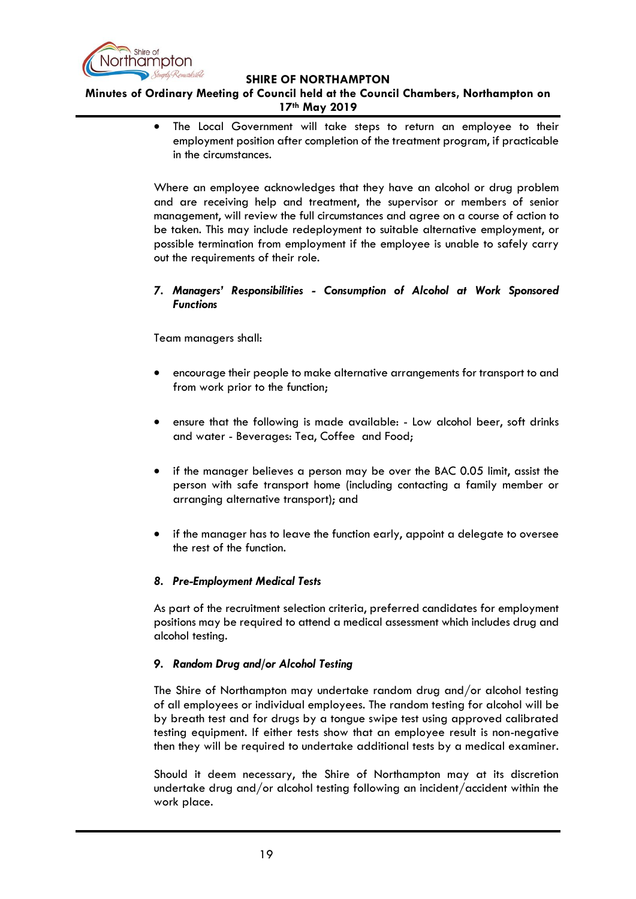- The Local Government will take steps to return an employee to their employment position after completion of the treatment program, if practicable in the circumstances.

Where an employee acknowledges that they have an alcohol or drug problem and are receiving help and treatment, the supervisor or members of senior management, will review the full circumstances and agree on a course of action to be taken. This may include redeployment to suitable alternative employment, or possible termination from employment if the employee is unable to safely carry out the requirements of their role.

***7. Managers' Responsibilities - Consumption of Alcohol at Work Sponsored Functions***

Team managers shall:

- encourage their people to make alternative arrangements for transport to and from work prior to the function;

- ensure that the following is made available: - Low alcohol beer, soft drinks and water - Beverages: Tea, Coffee and Food;

- if the manager believes a person may be over the BAC 0.05 limit, assist the person with safe transport home (including contacting a family member or arranging alternative transport); and

- if the manager has to leave the function early, appoint a delegate to oversee the rest of the function.

***8. Pre-Employment Medical Tests***

As part of the recruitment selection criteria, preferred candidates for employment positions may be required to attend a medical assessment which includes drug and alcohol testing.

***9. Random Drug and/or Alcohol Testing***

The Shire of Northampton may undertake random drug and/or alcohol testing of all employees or individual employees. The random testing for alcohol will be by breath test and for drugs by a tongue swipe test using approved calibrated testing equipment. If either tests show that an employee result is non-negative then they will be required to undertake additional tests by a medical examiner.

Should it deem necessary, the Shire of Northampton may at its discretion undertake drug and/or alcohol testing following an incident/accident within the work place.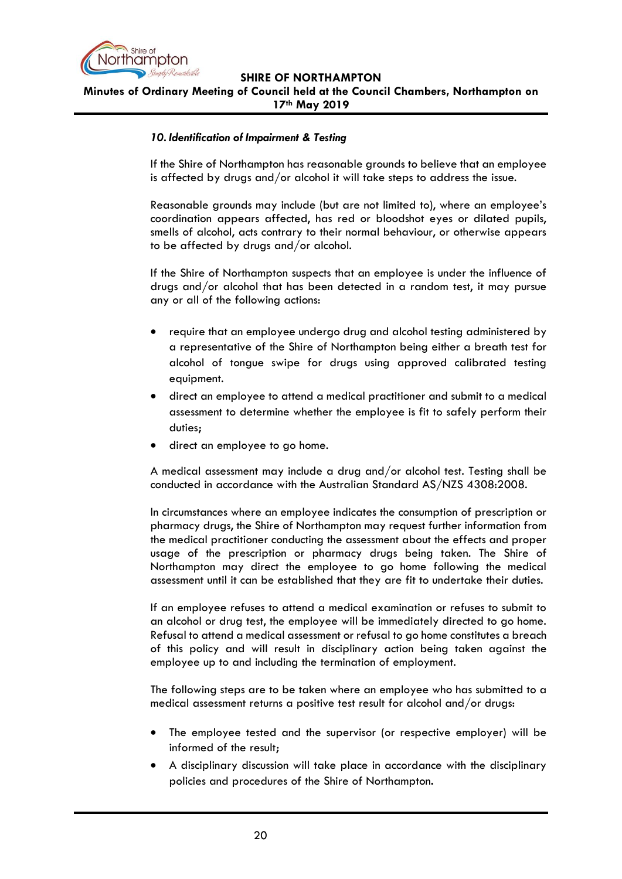*10. Identification of Impairment & Testing*

If the Shire of Northampton has reasonable grounds to believe that an employee is affected by drugs and/or alcohol it will take steps to address the issue.

Reasonable grounds may include (but are not limited to), where an employee's coordination appears affected, has red or bloodshot eyes or dilated pupils, smells of alcohol, acts contrary to their normal behaviour, or otherwise appears to be affected by drugs and/or alcohol.

If the Shire of Northampton suspects that an employee is under the influence of drugs and/or alcohol that has been detected in a random test, it may pursue any or all of the following actions:

- require that an employee undergo drug and alcohol testing administered by a representative of the Shire of Northampton being either a breath test for alcohol of tongue swipe for drugs using approved calibrated testing equipment.
- direct an employee to attend a medical practitioner and submit to a medical assessment to determine whether the employee is fit to safely perform their duties;
- direct an employee to go home.

A medical assessment may include a drug and/or alcohol test. Testing shall be conducted in accordance with the Australian Standard AS/NZS 4308:2008.

In circumstances where an employee indicates the consumption of prescription or pharmacy drugs, the Shire of Northampton may request further information from the medical practitioner conducting the assessment about the effects and proper usage of the prescription or pharmacy drugs being taken. The Shire of Northampton may direct the employee to go home following the medical assessment until it can be established that they are fit to undertake their duties.

If an employee refuses to attend a medical examination or refuses to submit to an alcohol or drug test, the employee will be immediately directed to go home. Refusal to attend a medical assessment or refusal to go home constitutes a breach of this policy and will result in disciplinary action being taken against the employee up to and including the termination of employment.

The following steps are to be taken where an employee who has submitted to a medical assessment returns a positive test result for alcohol and/or drugs:

- The employee tested and the supervisor (or respective employer) will be informed of the result;
- A disciplinary discussion will take place in accordance with the disciplinary policies and procedures of the Shire of Northampton.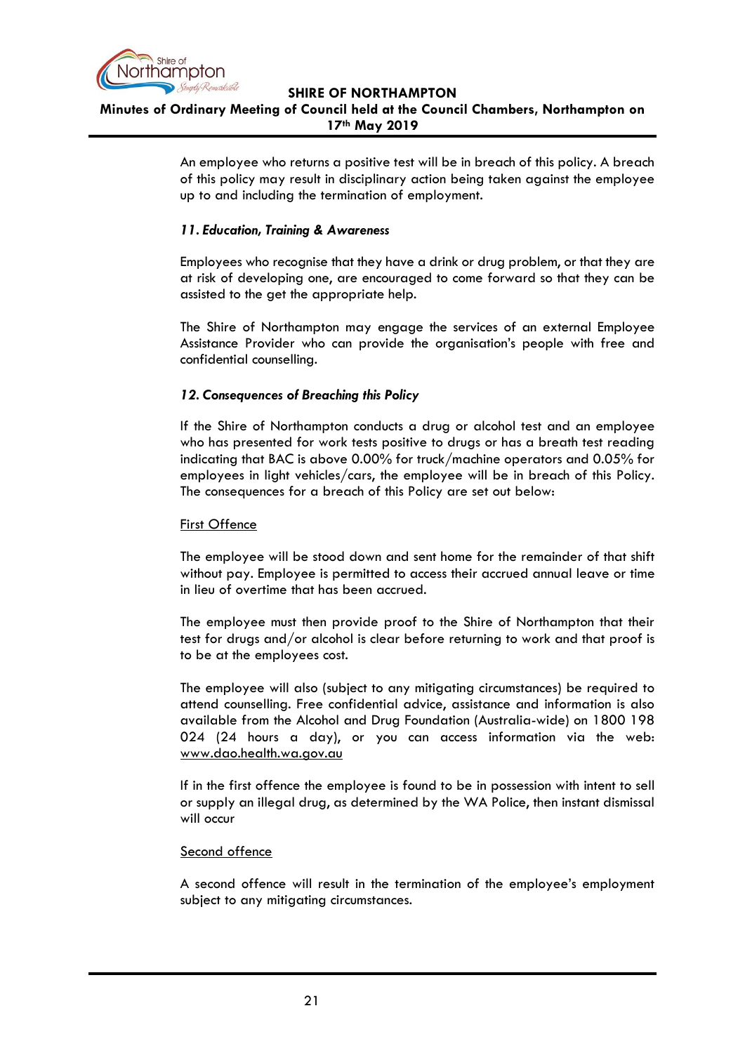An employee who returns a positive test will be in breach of this policy. A breach of this policy may result in disciplinary action being taken against the employee up to and including the termination of employment.

### *11. Education, Training & Awareness*

Employees who recognise that they have a drink or drug problem, or that they are at risk of developing one, are encouraged to come forward so that they can be assisted to the get the appropriate help.

The Shire of Northampton may engage the services of an external Employee Assistance Provider who can provide the organisation's people with free and confidential counselling.

### *12. Consequences of Breaching this Policy*

If the Shire of Northampton conducts a drug or alcohol test and an employee who has presented for work tests positive to drugs or has a breath test reading indicating that BAC is above 0.00% for truck/machine operators and 0.05% for employees in light vehicles/cars, the employee will be in breach of this Policy. The consequences for a breach of this Policy are set out below:

<u>First Offence</u>

The employee will be stood down and sent home for the remainder of that shift without pay. Employee is permitted to access their accrued annual leave or time in lieu of overtime that has been accrued.

The employee must then provide proof to the Shire of Northampton that their test for drugs and/or alcohol is clear before returning to work and that proof is to be at the employees cost.

The employee will also (subject to any mitigating circumstances) be required to attend counselling. Free confidential advice, assistance and information is also available from the Alcohol and Drug Foundation (Australia-wide) on 1800 198 024 (24 hours a day), or you can access information via the web: www.dao.health.wa.gov.au

If in the first offence the employee is found to be in possession with intent to sell or supply an illegal drug, as determined by the WA Police, then instant dismissal will occur

<u>Second offence</u>

A second offence will result in the termination of the employee's employment subject to any mitigating circumstances.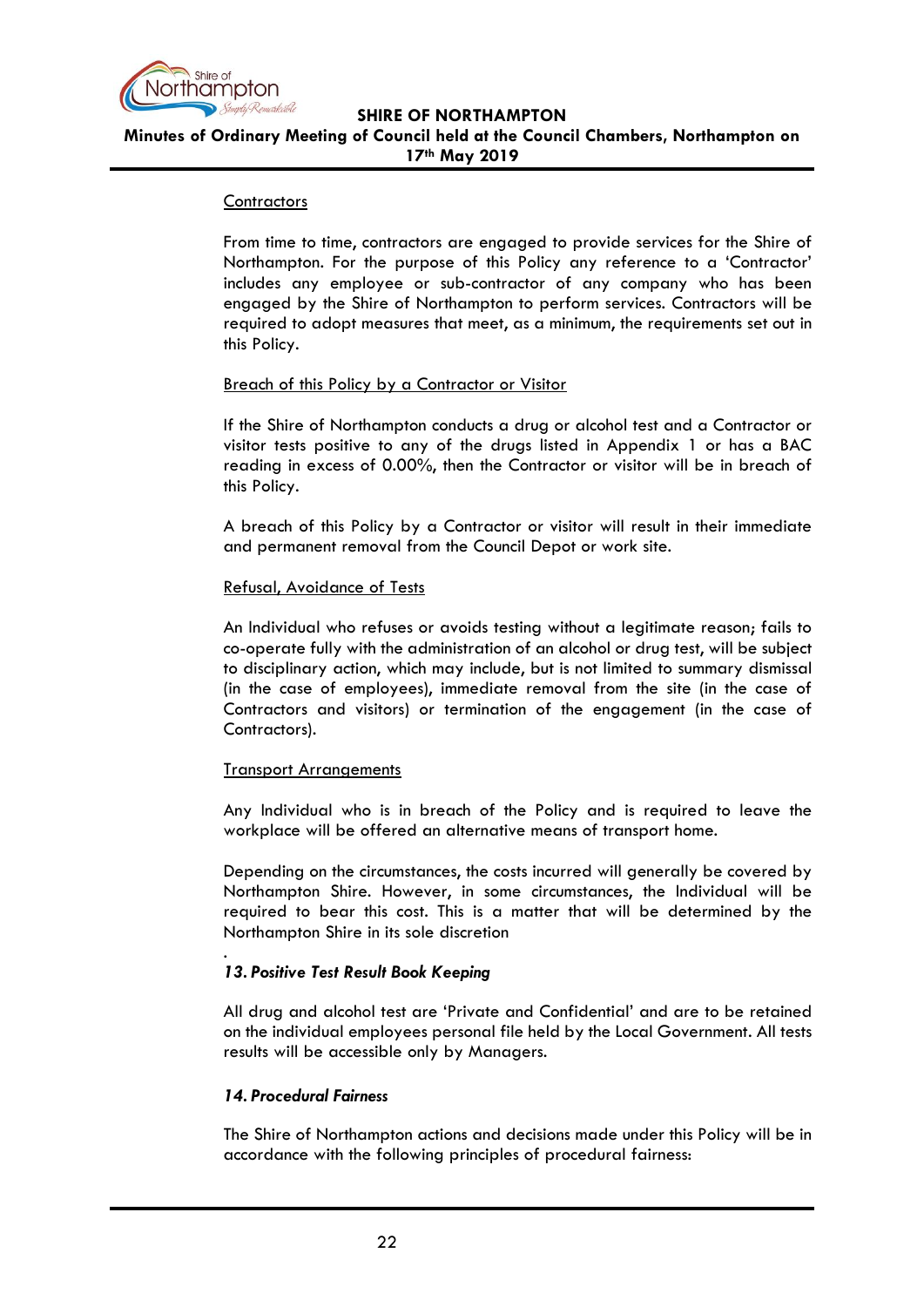Contractors

From time to time, contractors are engaged to provide services for the Shire of Northampton. For the purpose of this Policy any reference to a 'Contractor' includes any employee or sub-contractor of any company who has been engaged by the Shire of Northampton to perform services. Contractors will be required to adopt measures that meet, as a minimum, the requirements set out in this Policy.

Breach of this Policy by a Contractor or Visitor

If the Shire of Northampton conducts a drug or alcohol test and a Contractor or visitor tests positive to any of the drugs listed in Appendix 1 or has a BAC reading in excess of 0.00%, then the Contractor or visitor will be in breach of this Policy.

A breach of this Policy by a Contractor or visitor will result in their immediate and permanent removal from the Council Depot or work site.

Refusal, Avoidance of Tests

An Individual who refuses or avoids testing without a legitimate reason; fails to co-operate fully with the administration of an alcohol or drug test, will be subject to disciplinary action, which may include, but is not limited to summary dismissal (in the case of employees), immediate removal from the site (in the case of Contractors and visitors) or termination of the engagement (in the case of Contractors).

Transport Arrangements

Any Individual who is in breach of the Policy and is required to leave the workplace will be offered an alternative means of transport home.

Depending on the circumstances, the costs incurred will generally be covered by Northampton Shire. However, in some circumstances, the Individual will be required to bear this cost. This is a matter that will be determined by the Northampton Shire in its sole discretion

.

***13. Positive Test Result Book Keeping***

All drug and alcohol test are 'Private and Confidential' and are to be retained on the individual employees personal file held by the Local Government. All tests results will be accessible only by Managers.

***14. Procedural Fairness***

The Shire of Northampton actions and decisions made under this Policy will be in accordance with the following principles of procedural fairness: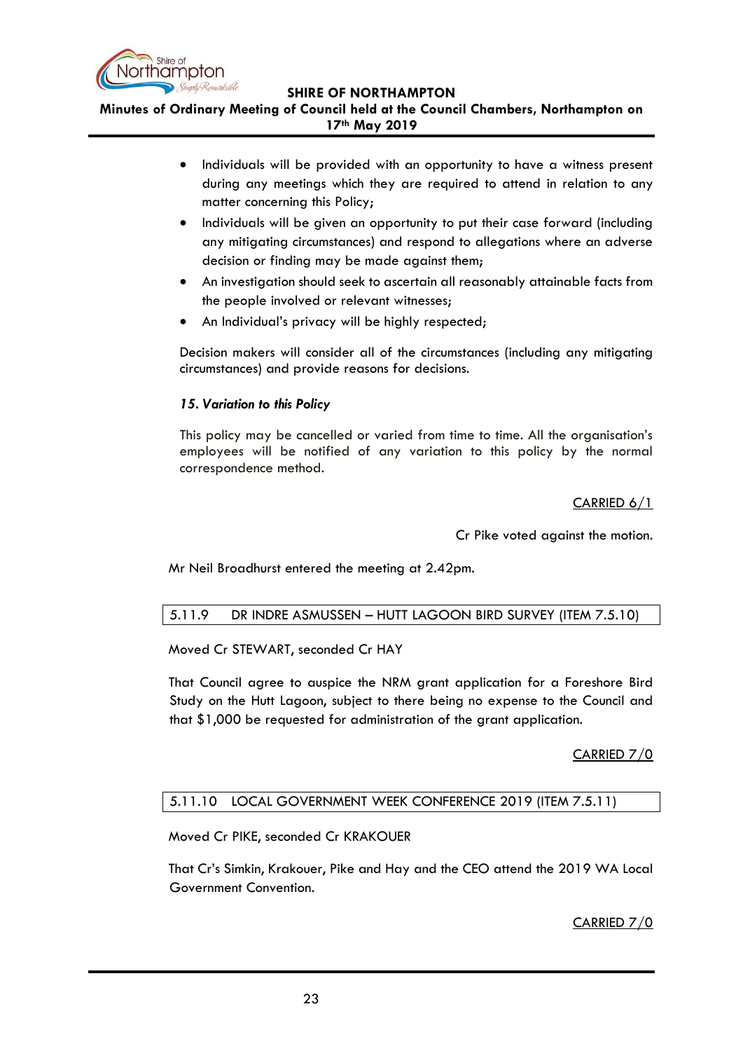- Individuals will be provided with an opportunity to have a witness present during any meetings which they are required to attend in relation to any matter concerning this Policy;
- Individuals will be given an opportunity to put their case forward (including any mitigating circumstances) and respond to allegations where an adverse decision or finding may be made against them;
- An investigation should seek to ascertain all reasonably attainable facts from the people involved or relevant witnesses;
- An Individual's privacy will be highly respected;

Decision makers will consider all of the circumstances (including any mitigating circumstances) and provide reasons for decisions.

***15. Variation to this Policy***

This policy may be cancelled or varied from time to time. All the organisation's employees will be notified of any variation to this policy by the normal correspondence method.

CARRIED 6/1

Cr Pike voted against the motion.

Mr Neil Broadhurst entered the meeting at 2.42pm.

### 5.11.9 DR INDRE ASMUSSEN – HUTT LAGOON BIRD SURVEY (ITEM 7.5.10)

Moved Cr STEWART, seconded Cr HAY

That Council agree to auspice the NRM grant application for a Foreshore Bird Study on the Hutt Lagoon, subject to there being no expense to the Council and that $1,000 be requested for administration of the grant application.

CARRIED 7/0

### 5.11.10 LOCAL GOVERNMENT WEEK CONFERENCE 2019 (ITEM 7.5.11)

Moved Cr PIKE, seconded Cr KRAKOUER

That Cr's Simkin, Krakouer, Pike and Hay and the CEO attend the 2019 WA Local Government Convention.

CARRIED 7/0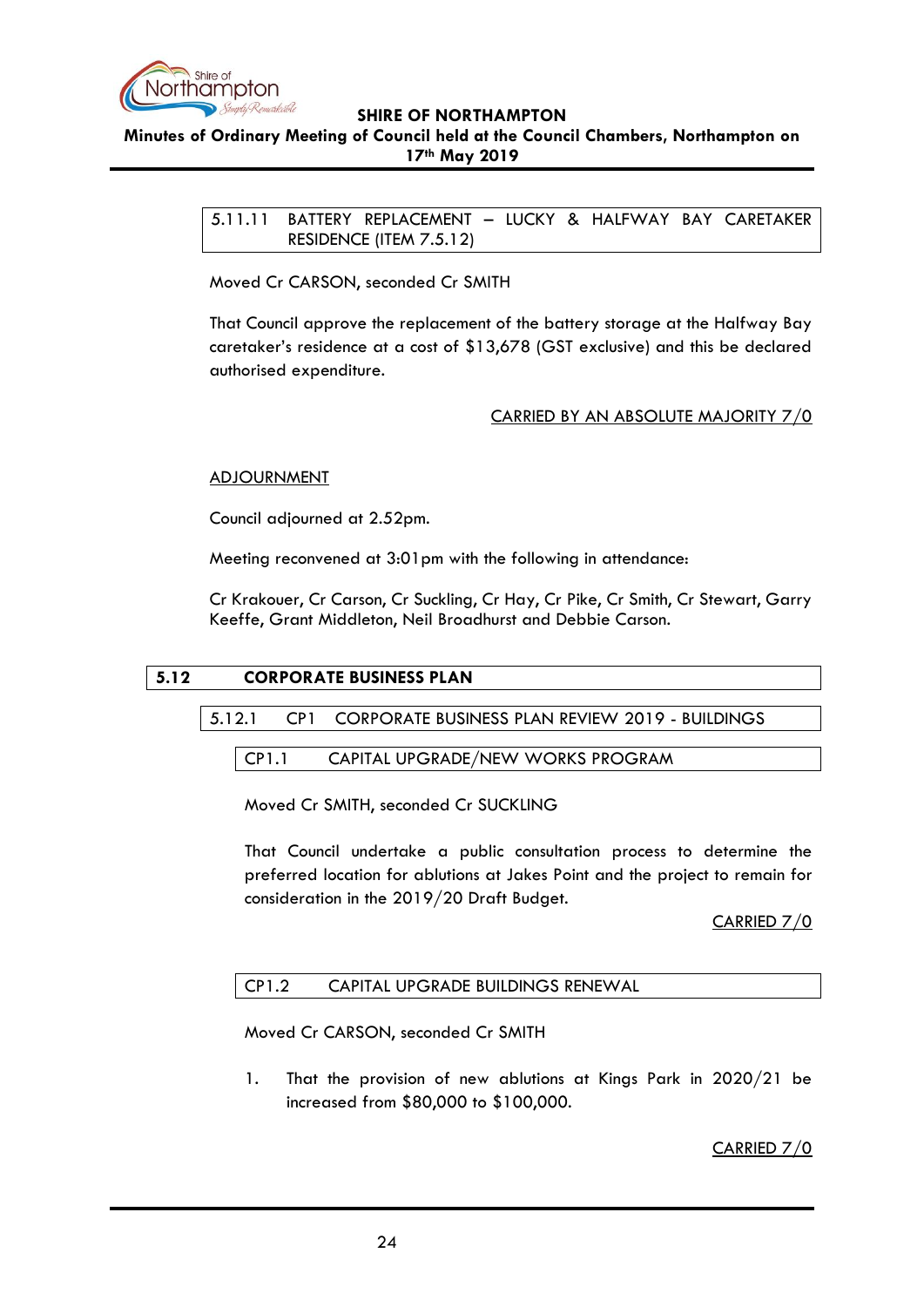### 5.11.11 BATTERY REPLACEMENT – LUCKY & HALFWAY BAY CARETAKER RESIDENCE (ITEM 7.5.12)

Moved Cr CARSON, seconded Cr SMITH

That Council approve the replacement of the battery storage at the Halfway Bay caretaker's residence at a cost of $13,678 (GST exclusive) and this be declared authorised expenditure.

CARRIED BY AN ABSOLUTE MAJORITY 7/0

ADJOURNMENT

Council adjourned at 2.52pm.

Meeting reconvened at 3:01pm with the following in attendance:

Cr Krakouer, Cr Carson, Cr Suckling, Cr Hay, Cr Pike, Cr Smith, Cr Stewart, Garry Keeffe, Grant Middleton, Neil Broadhurst and Debbie Carson.

## 5.12 CORPORATE BUSINESS PLAN

### 5.12.1 CP1 CORPORATE BUSINESS PLAN REVIEW 2019 - BUILDINGS

#### CP1.1 CAPITAL UPGRADE/NEW WORKS PROGRAM

Moved Cr SMITH, seconded Cr SUCKLING

That Council undertake a public consultation process to determine the preferred location for ablutions at Jakes Point and the project to remain for consideration in the 2019/20 Draft Budget.

CARRIED 7/0

#### CP1.2 CAPITAL UPGRADE BUILDINGS RENEWAL

Moved Cr CARSON, seconded Cr SMITH

1. That the provision of new ablutions at Kings Park in 2020/21 be increased from $80,000 to $100,000.

CARRIED 7/0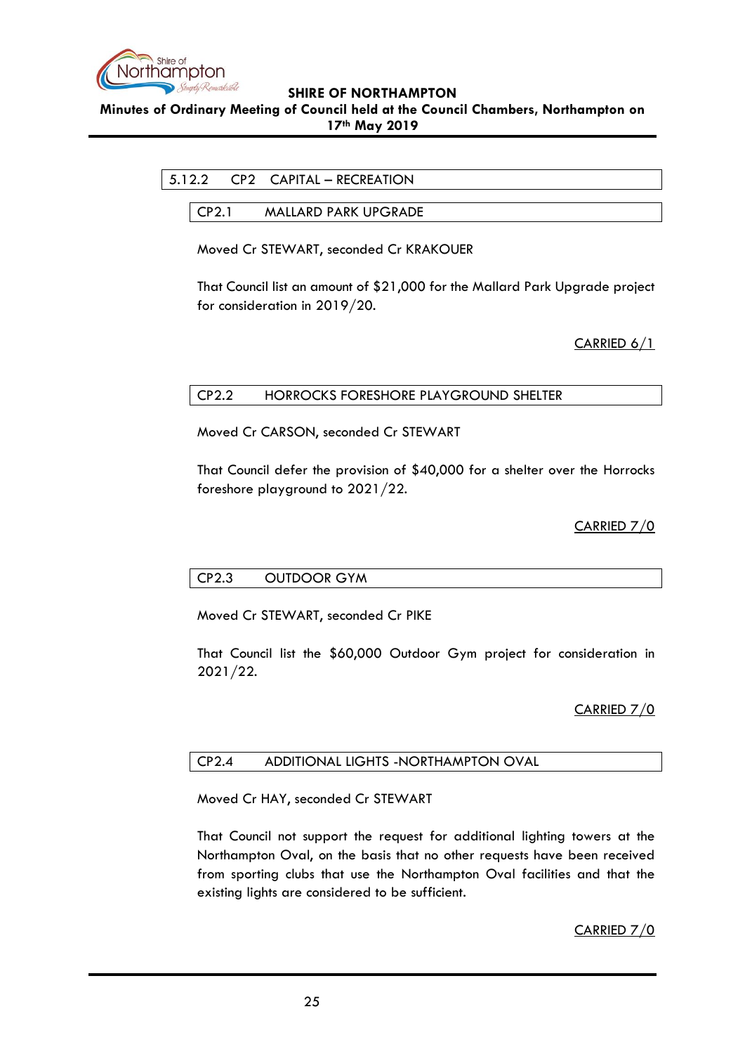### 5.12.2 CP2 CAPITAL – RECREATION

#### CP2.1 MALLARD PARK UPGRADE

Moved Cr STEWART, seconded Cr KRAKOUER

That Council list an amount of $21,000 for the Mallard Park Upgrade project for consideration in 2019/20.

CARRIED 6/1

#### CP2.2 HORROCKS FORESHORE PLAYGROUND SHELTER

Moved Cr CARSON, seconded Cr STEWART

That Council defer the provision of $40,000 for a shelter over the Horrocks foreshore playground to 2021/22.

CARRIED 7/0

#### CP2.3 OUTDOOR GYM

Moved Cr STEWART, seconded Cr PIKE

That Council list the $60,000 Outdoor Gym project for consideration in 2021/22.

CARRIED 7/0

#### CP2.4 ADDITIONAL LIGHTS -NORTHAMPTON OVAL

Moved Cr HAY, seconded Cr STEWART

That Council not support the request for additional lighting towers at the Northampton Oval, on the basis that no other requests have been received from sporting clubs that use the Northampton Oval facilities and that the existing lights are considered to be sufficient.

CARRIED 7/0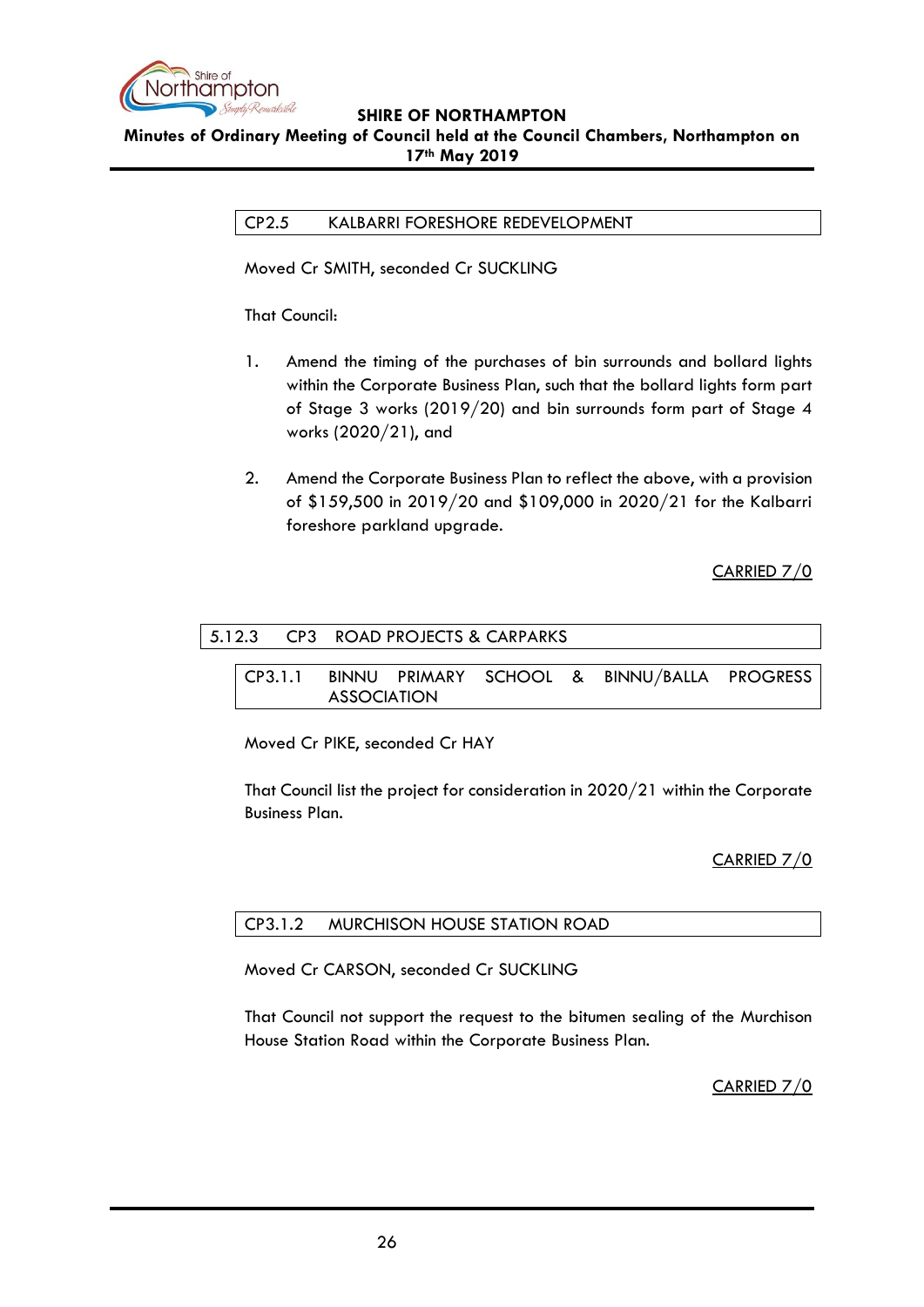### CP2.5 KALBARRI FORESHORE REDEVELOPMENT

Moved Cr SMITH, seconded Cr SUCKLING

That Council:

1. Amend the timing of the purchases of bin surrounds and bollard lights within the Corporate Business Plan, such that the bollard lights form part of Stage 3 works (2019/20) and bin surrounds form part of Stage 4 works (2020/21), and

2. Amend the Corporate Business Plan to reflect the above, with a provision of $159,500 in 2019/20 and $109,000 in 2020/21 for the Kalbarri foreshore parkland upgrade.

CARRIED 7/0

## 5.12.3 CP3 ROAD PROJECTS & CARPARKS

### CP3.1.1 BINNU PRIMARY SCHOOL & BINNU/BALLA PROGRESS ASSOCIATION

Moved Cr PIKE, seconded Cr HAY

That Council list the project for consideration in 2020/21 within the Corporate Business Plan.

CARRIED 7/0

### CP3.1.2 MURCHISON HOUSE STATION ROAD

Moved Cr CARSON, seconded Cr SUCKLING

That Council not support the request to the bitumen sealing of the Murchison House Station Road within the Corporate Business Plan.

CARRIED 7/0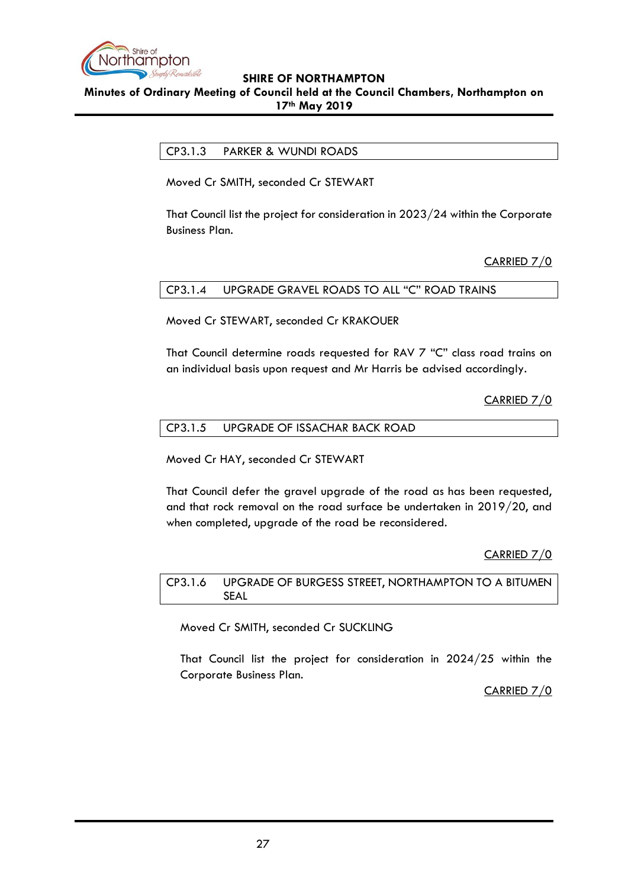### CP3.1.3 PARKER & WUNDI ROADS

Moved Cr SMITH, seconded Cr STEWART

That Council list the project for consideration in 2023/24 within the Corporate Business Plan.

CARRIED 7/0

### CP3.1.4 UPGRADE GRAVEL ROADS TO ALL "C" ROAD TRAINS

Moved Cr STEWART, seconded Cr KRAKOUER

That Council determine roads requested for RAV 7 "C" class road trains on an individual basis upon request and Mr Harris be advised accordingly.

CARRIED 7/0

### CP3.1.5 UPGRADE OF ISSACHAR BACK ROAD

Moved Cr HAY, seconded Cr STEWART

That Council defer the gravel upgrade of the road as has been requested, and that rock removal on the road surface be undertaken in 2019/20, and when completed, upgrade of the road be reconsidered.

CARRIED 7/0

### CP3.1.6 UPGRADE OF BURGESS STREET, NORTHAMPTON TO A BITUMEN SEAL

Moved Cr SMITH, seconded Cr SUCKLING

That Council list the project for consideration in 2024/25 within the Corporate Business Plan.

CARRIED 7/0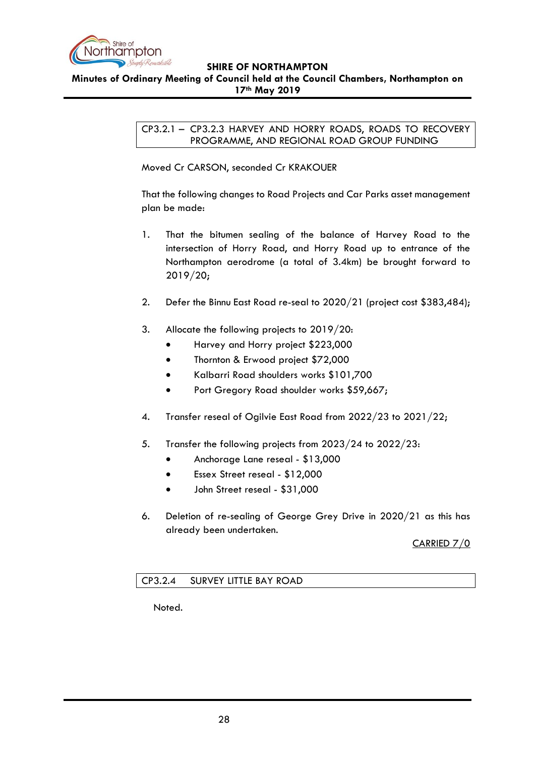### CP3.2.1 – CP3.2.3 HARVEY AND HORRY ROADS, ROADS TO RECOVERY PROGRAMME, AND REGIONAL ROAD GROUP FUNDING

Moved Cr CARSON, seconded Cr KRAKOUER

That the following changes to Road Projects and Car Parks asset management plan be made:

1. That the bitumen sealing of the balance of Harvey Road to the intersection of Horry Road, and Horry Road up to entrance of the Northampton aerodrome (a total of 3.4km) be brought forward to 2019/20;

2. Defer the Binnu East Road re-seal to 2020/21 (project cost $383,484);

3. Allocate the following projects to 2019/20:
   - Harvey and Horry project $223,000
   - Thornton & Erwood project $72,000
   - Kalbarri Road shoulders works $101,700
   - Port Gregory Road shoulder works $59,667;

4. Transfer reseal of Ogilvie East Road from 2022/23 to 2021/22;

5. Transfer the following projects from 2023/24 to 2022/23:
   - Anchorage Lane reseal - $13,000
   - Essex Street reseal - $12,000
   - John Street reseal - $31,000

6. Deletion of re-sealing of George Grey Drive in 2020/21 as this has already been undertaken.

CARRIED 7/0

### CP3.2.4 SURVEY LITTLE BAY ROAD

Noted.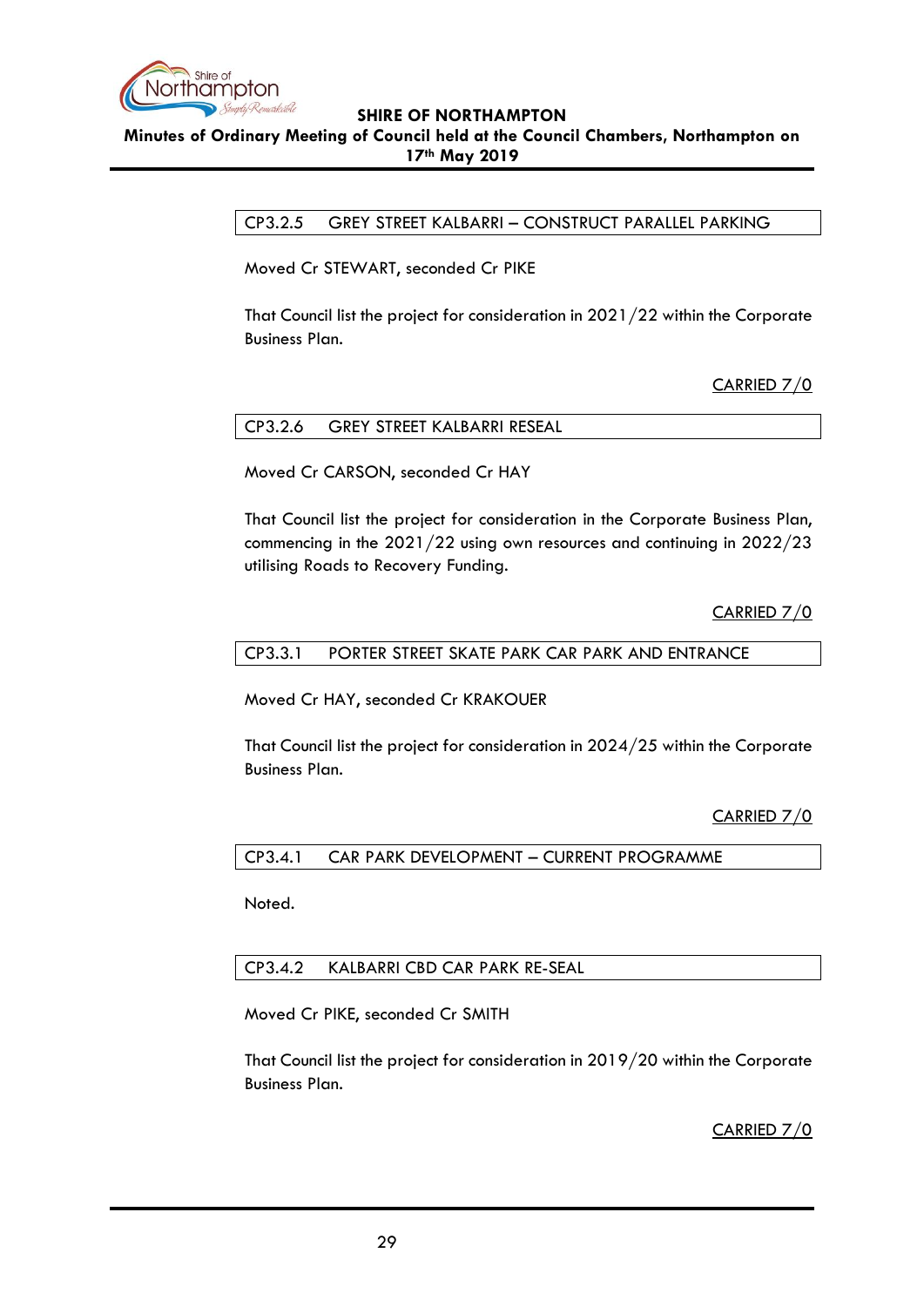## CP3.2.5 GREY STREET KALBARRI – CONSTRUCT PARALLEL PARKING

Moved Cr STEWART, seconded Cr PIKE

That Council list the project for consideration in 2021/22 within the Corporate Business Plan.

CARRIED 7/0

## CP3.2.6 GREY STREET KALBARRI RESEAL

Moved Cr CARSON, seconded Cr HAY

That Council list the project for consideration in the Corporate Business Plan, commencing in the 2021/22 using own resources and continuing in 2022/23 utilising Roads to Recovery Funding.

CARRIED 7/0

## CP3.3.1 PORTER STREET SKATE PARK CAR PARK AND ENTRANCE

Moved Cr HAY, seconded Cr KRAKOUER

That Council list the project for consideration in 2024/25 within the Corporate Business Plan.

CARRIED 7/0

## CP3.4.1 CAR PARK DEVELOPMENT – CURRENT PROGRAMME

Noted.

## CP3.4.2 KALBARRI CBD CAR PARK RE-SEAL

Moved Cr PIKE, seconded Cr SMITH

That Council list the project for consideration in 2019/20 within the Corporate Business Plan.

CARRIED 7/0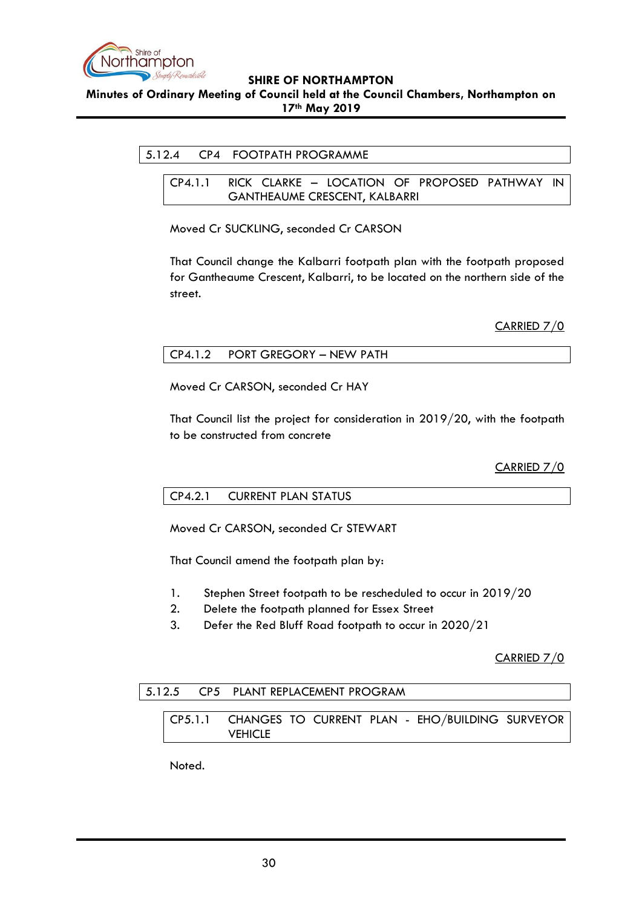### 5.12.4 CP4 FOOTPATH PROGRAMME

#### CP4.1.1 RICK CLARKE – LOCATION OF PROPOSED PATHWAY IN GANTHEAUME CRESCENT, KALBARRI

Moved Cr SUCKLING, seconded Cr CARSON

That Council change the Kalbarri footpath plan with the footpath proposed for Gantheaume Crescent, Kalbarri, to be located on the northern side of the street.

CARRIED 7/0

#### CP4.1.2 PORT GREGORY – NEW PATH

Moved Cr CARSON, seconded Cr HAY

That Council list the project for consideration in 2019/20, with the footpath to be constructed from concrete

CARRIED 7/0

#### CP4.2.1 CURRENT PLAN STATUS

Moved Cr CARSON, seconded Cr STEWART

That Council amend the footpath plan by:

1. Stephen Street footpath to be rescheduled to occur in 2019/20
2. Delete the footpath planned for Essex Street
3. Defer the Red Bluff Road footpath to occur in 2020/21

CARRIED 7/0

### 5.12.5 CP5 PLANT REPLACEMENT PROGRAM

#### CP5.1.1 CHANGES TO CURRENT PLAN - EHO/BUILDING SURVEYOR VEHICLE

Noted.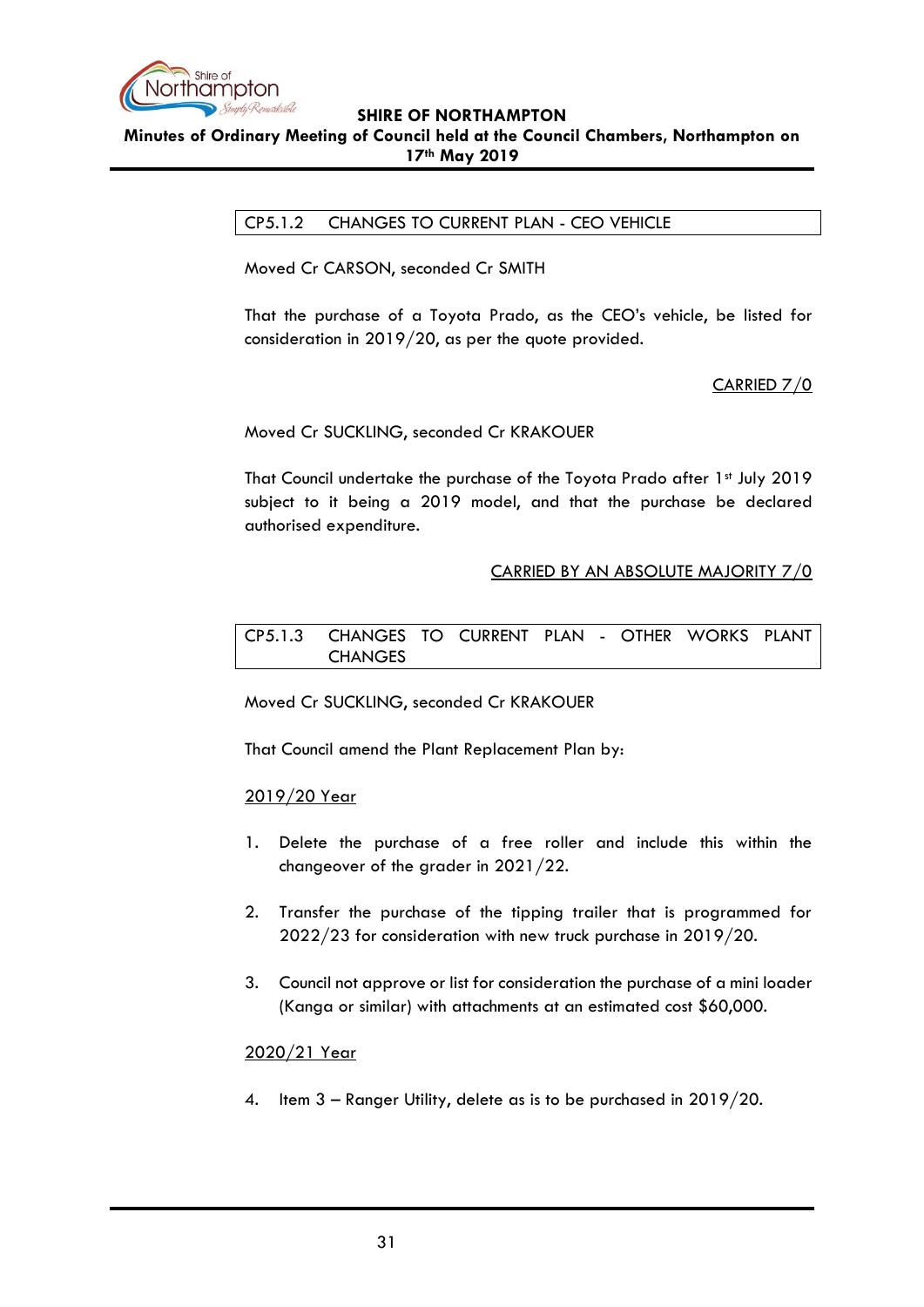### CP5.1.2 CHANGES TO CURRENT PLAN - CEO VEHICLE

Moved Cr CARSON, seconded Cr SMITH

That the purchase of a Toyota Prado, as the CEO's vehicle, be listed for consideration in 2019/20, as per the quote provided.

<u>CARRIED 7/0</u>

Moved Cr SUCKLING, seconded Cr KRAKOUER

That Council undertake the purchase of the Toyota Prado after 1st July 2019 subject to it being a 2019 model, and that the purchase be declared authorised expenditure.

<u>CARRIED BY AN ABSOLUTE MAJORITY 7/0</u>

### CP5.1.3 CHANGES TO CURRENT PLAN - OTHER WORKS PLANT CHANGES

Moved Cr SUCKLING, seconded Cr KRAKOUER

That Council amend the Plant Replacement Plan by:

<u>2019/20 Year</u>

1. Delete the purchase of a free roller and include this within the changeover of the grader in 2021/22.

2. Transfer the purchase of the tipping trailer that is programmed for 2022/23 for consideration with new truck purchase in 2019/20.

3. Council not approve or list for consideration the purchase of a mini loader (Kanga or similar) with attachments at an estimated cost $60,000.

<u>2020/21 Year</u>

4. Item 3 – Ranger Utility, delete as is to be purchased in 2019/20.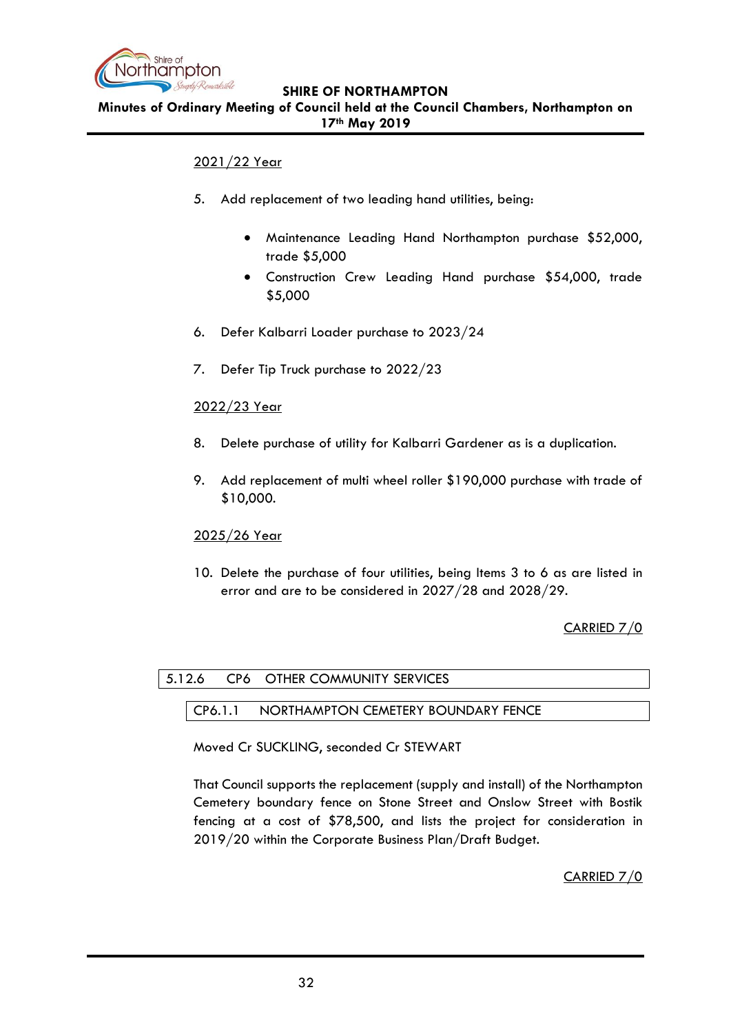2021/22 Year

5. Add replacement of two leading hand utilities, being:

    - Maintenance Leading Hand Northampton purchase $52,000, trade $5,000
    - Construction Crew Leading Hand purchase $54,000, trade $5,000

6. Defer Kalbarri Loader purchase to 2023/24

7. Defer Tip Truck purchase to 2022/23

2022/23 Year

8. Delete purchase of utility for Kalbarri Gardener as is a duplication.

9. Add replacement of multi wheel roller $190,000 purchase with trade of $10,000.

2025/26 Year

10. Delete the purchase of four utilities, being Items 3 to 6 as are listed in error and are to be considered in 2027/28 and 2028/29.

CARRIED 7/0

### 5.12.6 CP6 OTHER COMMUNITY SERVICES

#### CP6.1.1 NORTHAMPTON CEMETERY BOUNDARY FENCE

Moved Cr SUCKLING, seconded Cr STEWART

That Council supports the replacement (supply and install) of the Northampton Cemetery boundary fence on Stone Street and Onslow Street with Bostik fencing at a cost of $78,500, and lists the project for consideration in 2019/20 within the Corporate Business Plan/Draft Budget.

CARRIED 7/0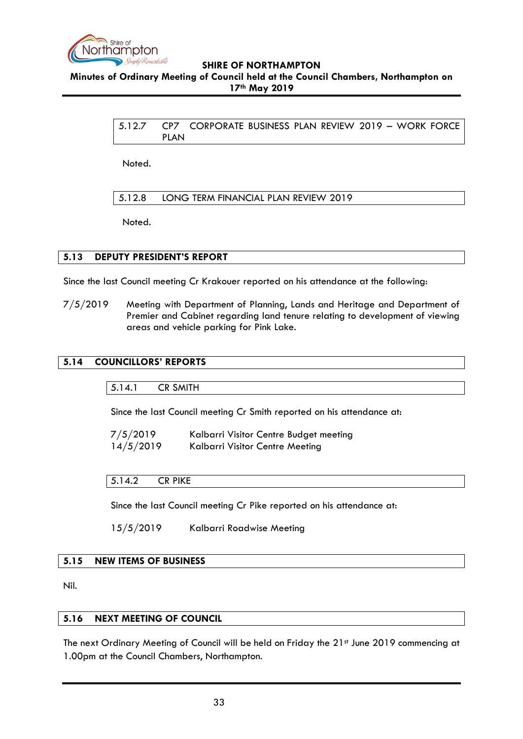#### 5.12.7 CP7 CORPORATE BUSINESS PLAN REVIEW 2019 – WORK FORCE PLAN

Noted.

#### 5.12.8 LONG TERM FINANCIAL PLAN REVIEW 2019

Noted.

## 5.13 DEPUTY PRESIDENT'S REPORT

Since the last Council meeting Cr Krakouer reported on his attendance at the following:

7/5/2019 Meeting with Department of Planning, Lands and Heritage and Department of Premier and Cabinet regarding land tenure relating to development of viewing areas and vehicle parking for Pink Lake.

## 5.14 COUNCILLORS' REPORTS

### 5.14.1 CR SMITH

Since the last Council meeting Cr Smith reported on his attendance at:

7/5/2019 Kalbarri Visitor Centre Budget meeting
14/5/2019 Kalbarri Visitor Centre Meeting

### 5.14.2 CR PIKE

Since the last Council meeting Cr Pike reported on his attendance at:

15/5/2019 Kalbarri Roadwise Meeting

## 5.15 NEW ITEMS OF BUSINESS

Nil.

## 5.16 NEXT MEETING OF COUNCIL

The next Ordinary Meeting of Council will be held on Friday the 21st June 2019 commencing at 1.00pm at the Council Chambers, Northampton.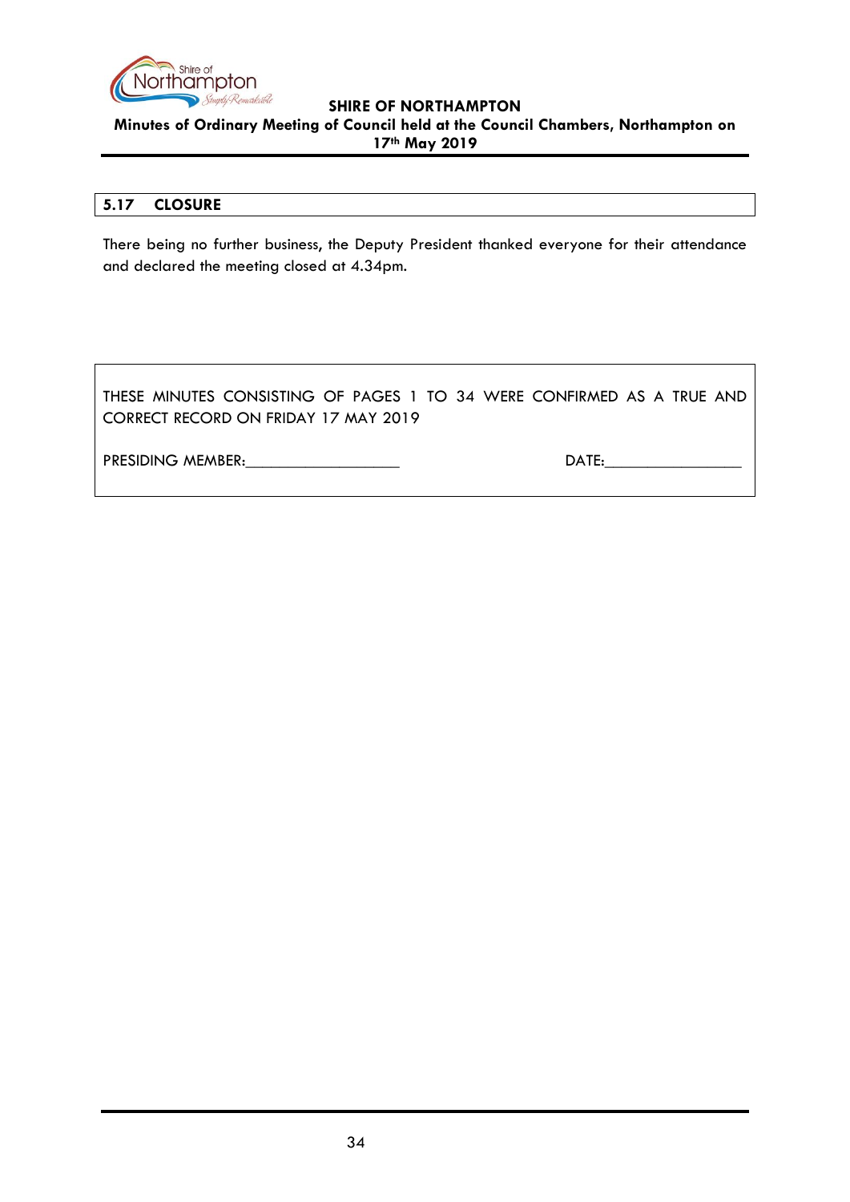## 5.17 CLOSURE

There being no further business, the Deputy President thanked everyone for their attendance and declared the meeting closed at 4.34pm.

THESE MINUTES CONSISTING OF PAGES 1 TO 34 WERE CONFIRMED AS A TRUE AND CORRECT RECORD ON FRIDAY 17 MAY 2019

PRESIDING MEMBER:\_\_\_\_\_\_\_\_\_\_\_\_\_\_\_\_\_\_\_ DATE:\_\_\_\_\_\_\_\_\_\_\_\_\_\_\_\_\_